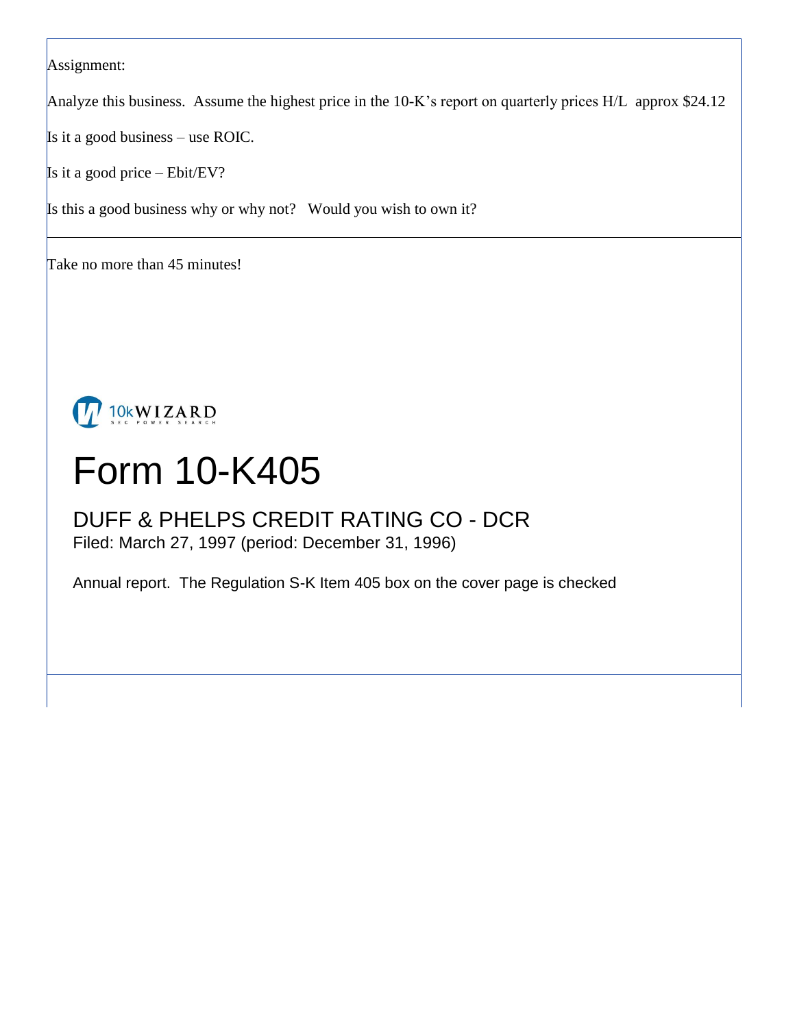Assignment:

Analyze this business. Assume the highest price in the 10-K's report on quarterly prices H/L approx $24.12

Is it a good business – use ROIC.

Is it a good price – Ebit/EV?

Is this a good business why or why not? Would you wish to own it?

Take no more than 45 minutes!

10kWIZARD
SEC POWER SEARCH

# Form 10-K405

## DUFF & PHELPS CREDIT RATING CO - DCR

Filed: March 27, 1997 (period: December 31, 1996)

Annual report. The Regulation S-K Item 405 box on the cover page is checked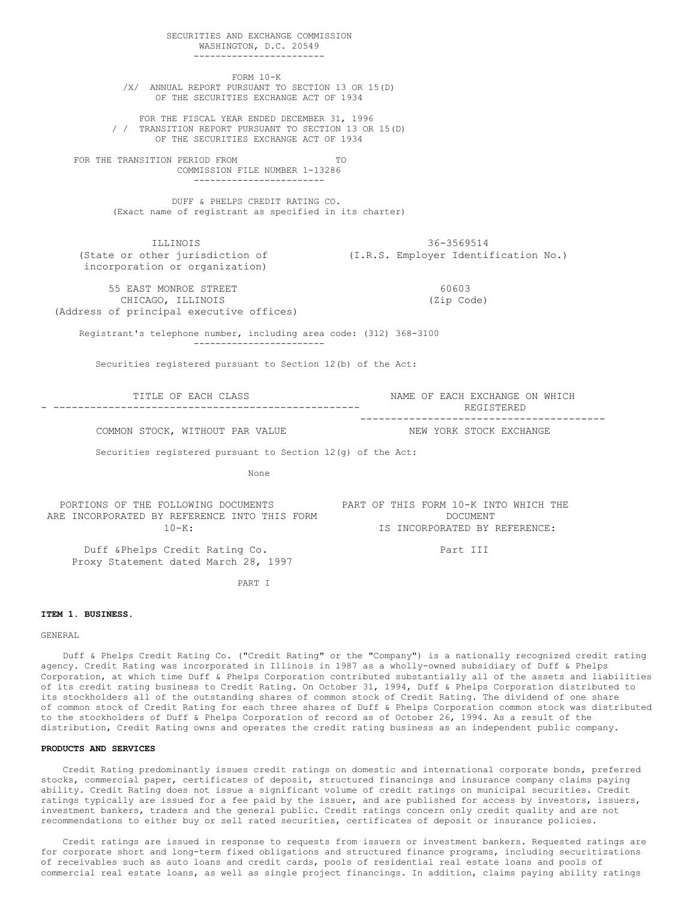SECURITIES AND EXCHANGE COMMISSION
WASHINGTON, D.C. 20549

---

FORM 10-K

/X/ ANNUAL REPORT PURSUANT TO SECTION 13 OR 15(D)
OF THE SECURITIES EXCHANGE ACT OF 1934

FOR THE FISCAL YEAR ENDED DECEMBER 31, 1996

/ / TRANSITION REPORT PURSUANT TO SECTION 13 OR 15(D)
OF THE SECURITIES EXCHANGE ACT OF 1934

FOR THE TRANSITION PERIOD FROM TO

COMMISSION FILE NUMBER 1-13286

---

DUFF & PHELPS CREDIT RATING CO.
(Exact name of registrant as specified in its charter)

| | |
|---|---|
| ILLINOIS<br>(State or other jurisdiction of incorporation or organization) | 36-3569514<br>(I.R.S. Employer Identification No.) |
| 55 EAST MONROE STREET<br>CHICAGO, ILLINOIS<br>(Address of principal executive offices) | 60603<br>(Zip Code) |

Registrant's telephone number, including area code: (312) 368-3100

---

Securities registered pursuant to Section 12(b) of the Act:

| TITLE OF EACH CLASS | NAME OF EACH EXCHANGE ON WHICH REGISTERED |
|---|---|
| COMMON STOCK, WITHOUT PAR VALUE | NEW YORK STOCK EXCHANGE |

Securities registered pursuant to Section 12(g) of the Act:

None

| PORTIONS OF THE FOLLOWING DOCUMENTS ARE INCORPORATED BY REFERENCE INTO THIS FORM 10-K: | PART OF THIS FORM 10-K INTO WHICH THE DOCUMENT IS INCORPORATED BY REFERENCE: |
|---|---|
| Duff &Phelps Credit Rating Co. Proxy Statement dated March 28, 1997 | Part III |

PART I

**ITEM 1. BUSINESS.**

GENERAL

Duff & Phelps Credit Rating Co. ("Credit Rating" or the "Company") is a nationally recognized credit rating agency. Credit Rating was incorporated in Illinois in 1987 as a wholly-owned subsidiary of Duff & Phelps Corporation, at which time Duff & Phelps Corporation contributed substantially all of the assets and liabilities of its credit rating business to Credit Rating. On October 31, 1994, Duff & Phelps Corporation distributed to its stockholders all of the outstanding shares of common stock of Credit Rating. The dividend of one share of common stock of Credit Rating for each three shares of Duff & Phelps Corporation common stock was distributed to the stockholders of Duff & Phelps Corporation of record as of October 26, 1994. As a result of the distribution, Credit Rating owns and operates the credit rating business as an independent public company.

**PRODUCTS AND SERVICES**

Credit Rating predominantly issues credit ratings on domestic and international corporate bonds, preferred stocks, commercial paper, certificates of deposit, structured financings and insurance company claims paying ability. Credit Rating does not issue a significant volume of credit ratings on municipal securities. Credit ratings typically are issued for a fee paid by the issuer, and are published for access by investors, issuers, investment bankers, traders and the general public. Credit ratings concern only credit quality and are not recommendations to either buy or sell rated securities, certificates of deposit or insurance policies.

Credit ratings are issued in response to requests from issuers or investment bankers. Requested ratings are for corporate short and long-term fixed obligations and structured finance programs, including securitizations of receivables such as auto loans and credit cards, pools of residential real estate loans and pools of commercial real estate loans, as well as single project financings. In addition, claims paying ability ratings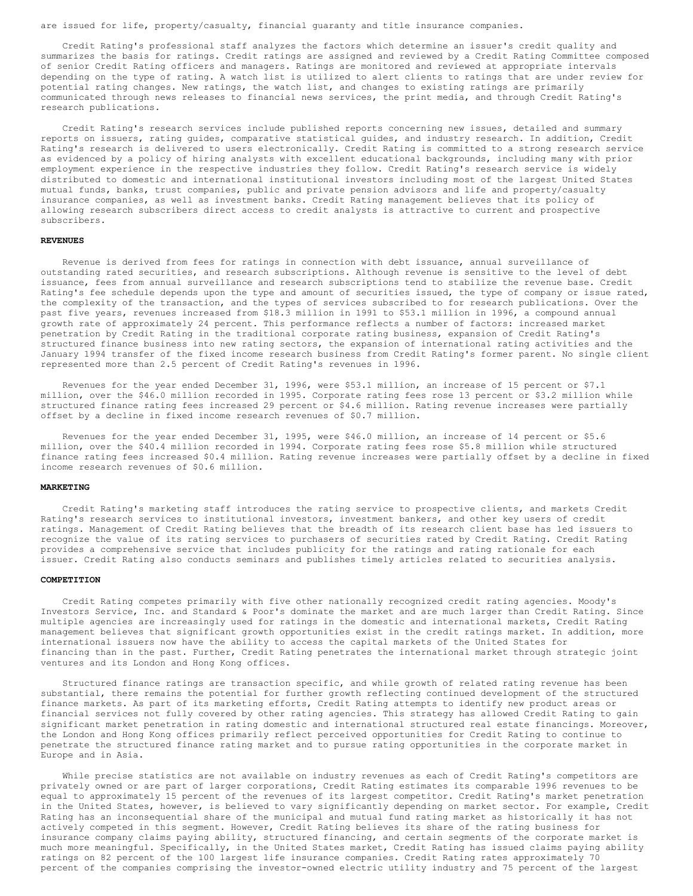are issued for life, property/casualty, financial guaranty and title insurance companies.

Credit Rating's professional staff analyzes the factors which determine an issuer's credit quality and summarizes the basis for ratings. Credit ratings are assigned and reviewed by a Credit Rating Committee composed of senior Credit Rating officers and managers. Ratings are monitored and reviewed at appropriate intervals depending on the type of rating. A watch list is utilized to alert clients to ratings that are under review for potential rating changes. New ratings, the watch list, and changes to existing ratings are primarily communicated through news releases to financial news services, the print media, and through Credit Rating's research publications.

Credit Rating's research services include published reports concerning new issues, detailed and summary reports on issuers, rating guides, comparative statistical guides, and industry research. In addition, Credit Rating's research is delivered to users electronically. Credit Rating is committed to a strong research service as evidenced by a policy of hiring analysts with excellent educational backgrounds, including many with prior employment experience in the respective industries they follow. Credit Rating's research service is widely distributed to domestic and international institutional investors including most of the largest United States mutual funds, banks, trust companies, public and private pension advisors and life and property/casualty insurance companies, as well as investment banks. Credit Rating management believes that its policy of allowing research subscribers direct access to credit analysts is attractive to current and prospective subscribers.

**REVENUES**

Revenue is derived from fees for ratings in connection with debt issuance, annual surveillance of outstanding rated securities, and research subscriptions. Although revenue is sensitive to the level of debt issuance, fees from annual surveillance and research subscriptions tend to stabilize the revenue base. Credit Rating's fee schedule depends upon the type and amount of securities issued, the type of company or issue rated, the complexity of the transaction, and the types of services subscribed to for research publications. Over the past five years, revenues increased from $18.3 million in 1991 to $53.1 million in 1996, a compound annual growth rate of approximately 24 percent. This performance reflects a number of factors: increased market penetration by Credit Rating in the traditional corporate rating business, expansion of Credit Rating's structured finance business into new rating sectors, the expansion of international rating activities and the January 1994 transfer of the fixed income research business from Credit Rating's former parent. No single client represented more than 2.5 percent of Credit Rating's revenues in 1996.

Revenues for the year ended December 31, 1996, were $53.1 million, an increase of 15 percent or $7.1 million, over the $46.0 million recorded in 1995. Corporate rating fees rose 13 percent or $3.2 million while structured finance rating fees increased 29 percent or $4.6 million. Rating revenue increases were partially offset by a decline in fixed income research revenues of $0.7 million.

Revenues for the year ended December 31, 1995, were $46.0 million, an increase of 14 percent or $5.6 million, over the $40.4 million recorded in 1994. Corporate rating fees rose $5.8 million while structured finance rating fees increased $0.4 million. Rating revenue increases were partially offset by a decline in fixed income research revenues of $0.6 million.

**MARKETING**

Credit Rating's marketing staff introduces the rating service to prospective clients, and markets Credit Rating's research services to institutional investors, investment bankers, and other key users of credit ratings. Management of Credit Rating believes that the breadth of its research client base has led issuers to recognize the value of its rating services to purchasers of securities rated by Credit Rating. Credit Rating provides a comprehensive service that includes publicity for the ratings and rating rationale for each issuer. Credit Rating also conducts seminars and publishes timely articles related to securities analysis.

**COMPETITION**

Credit Rating competes primarily with five other nationally recognized credit rating agencies. Moody's Investors Service, Inc. and Standard & Poor's dominate the market and are much larger than Credit Rating. Since multiple agencies are increasingly used for ratings in the domestic and international markets, Credit Rating management believes that significant growth opportunities exist in the credit ratings market. In addition, more international issuers now have the ability to access the capital markets of the United States for financing than in the past. Further, Credit Rating penetrates the international market through strategic joint ventures and its London and Hong Kong offices.

Structured finance ratings are transaction specific, and while growth of related rating revenue has been substantial, there remains the potential for further growth reflecting continued development of the structured finance markets. As part of its marketing efforts, Credit Rating attempts to identify new product areas or financial services not fully covered by other rating agencies. This strategy has allowed Credit Rating to gain significant market penetration in rating domestic and international structured real estate financings. Moreover, the London and Hong Kong offices primarily reflect perceived opportunities for Credit Rating to continue to penetrate the structured finance rating market and to pursue rating opportunities in the corporate market in Europe and in Asia.

While precise statistics are not available on industry revenues as each of Credit Rating's competitors are privately owned or are part of larger corporations, Credit Rating estimates its comparable 1996 revenues to be equal to approximately 15 percent of the revenues of its largest competitor. Credit Rating's market penetration in the United States, however, is believed to vary significantly depending on market sector. For example, Credit Rating has an inconsequential share of the municipal and mutual fund rating market as historically it has not actively competed in this segment. However, Credit Rating believes its share of the rating business for insurance company claims paying ability, structured financing, and certain segments of the corporate market is much more meaningful. Specifically, in the United States market, Credit Rating has issued claims paying ability ratings on 82 percent of the 100 largest life insurance companies. Credit Rating rates approximately 70 percent of the companies comprising the investor-owned electric utility industry and 75 percent of the largest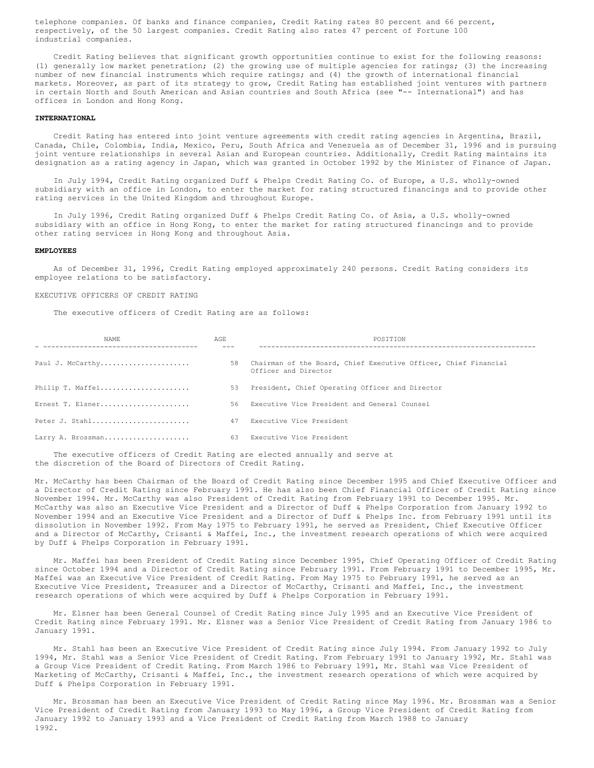telephone companies. Of banks and finance companies, Credit Rating rates 80 percent and 66 percent, respectively, of the 50 largest companies. Credit Rating also rates 47 percent of Fortune 100 industrial companies.

Credit Rating believes that significant growth opportunities continue to exist for the following reasons: (1) generally low market penetration; (2) the growing use of multiple agencies for ratings; (3) the increasing number of new financial instruments which require ratings; and (4) the growth of international financial markets. Moreover, as part of its strategy to grow, Credit Rating has established joint ventures with partners in certain North and South American and Asian countries and South Africa (see "-- International") and has offices in London and Hong Kong.

**INTERNATIONAL**

Credit Rating has entered into joint venture agreements with credit rating agencies in Argentina, Brazil, Canada, Chile, Colombia, India, Mexico, Peru, South Africa and Venezuela as of December 31, 1996 and is pursuing joint venture relationships in several Asian and European countries. Additionally, Credit Rating maintains its designation as a rating agency in Japan, which was granted in October 1992 by the Minister of Finance of Japan.

In July 1994, Credit Rating organized Duff & Phelps Credit Rating Co. of Europe, a U.S. wholly-owned subsidiary with an office in London, to enter the market for rating structured financings and to provide other rating services in the United Kingdom and throughout Europe.

In July 1996, Credit Rating organized Duff & Phelps Credit Rating Co. of Asia, a U.S. wholly-owned subsidiary with an office in Hong Kong, to enter the market for rating structured financings and to provide other rating services in Hong Kong and throughout Asia.

**EMPLOYEES**

As of December 31, 1996, Credit Rating employed approximately 240 persons. Credit Rating considers its employee relations to be satisfactory.

EXECUTIVE OFFICERS OF CREDIT RATING

The executive officers of Credit Rating are as follows:

| NAME | AGE | POSITION |
|---|---|---|
| Paul J. McCarthy | 58 | Chairman of the Board, Chief Executive Officer, Chief Financial Officer and Director |
| Philip T. Maffei | 53 | President, Chief Operating Officer and Director |
| Ernest T. Elsner | 56 | Executive Vice President and General Counsel |
| Peter J. Stahl | 47 | Executive Vice President |
| Larry A. Brossman | 63 | Executive Vice President |

The executive officers of Credit Rating are elected annually and serve at the discretion of the Board of Directors of Credit Rating.

Mr. McCarthy has been Chairman of the Board of Credit Rating since December 1995 and Chief Executive Officer and a Director of Credit Rating since February 1991. He has also been Chief Financial Officer of Credit Rating since November 1994. Mr. McCarthy was also President of Credit Rating from February 1991 to December 1995. Mr. McCarthy was also an Executive Vice President and a Director of Duff & Phelps Corporation from January 1992 to November 1994 and an Executive Vice President and a Director of Duff & Phelps Inc. from February 1991 until its dissolution in November 1992. From May 1975 to February 1991, he served as President, Chief Executive Officer and a Director of McCarthy, Crisanti & Maffei, Inc., the investment research operations of which were acquired by Duff & Phelps Corporation in February 1991.

Mr. Maffei has been President of Credit Rating since December 1995, Chief Operating Officer of Credit Rating since October 1994 and a Director of Credit Rating since February 1991. From February 1991 to December 1995, Mr. Maffei was an Executive Vice President of Credit Rating. From May 1975 to February 1991, he served as an Executive Vice President, Treasurer and a Director of McCarthy, Crisanti and Maffei, Inc., the investment research operations of which were acquired by Duff & Phelps Corporation in February 1991.

Mr. Elsner has been General Counsel of Credit Rating since July 1995 and an Executive Vice President of Credit Rating since February 1991. Mr. Elsner was a Senior Vice President of Credit Rating from January 1986 to January 1991.

Mr. Stahl has been an Executive Vice President of Credit Rating since July 1994. From January 1992 to July 1994, Mr. Stahl was a Senior Vice President of Credit Rating. From February 1991 to January 1992, Mr. Stahl was a Group Vice President of Credit Rating. From March 1986 to February 1991, Mr. Stahl was Vice President of Marketing of McCarthy, Crisanti & Maffei, Inc., the investment research operations of which were acquired by Duff & Phelps Corporation in February 1991.

Mr. Brossman has been an Executive Vice President of Credit Rating since May 1996. Mr. Brossman was a Senior Vice President of Credit Rating from January 1993 to May 1996, a Group Vice President of Credit Rating from January 1992 to January 1993 and a Vice President of Credit Rating from March 1988 to January 1992.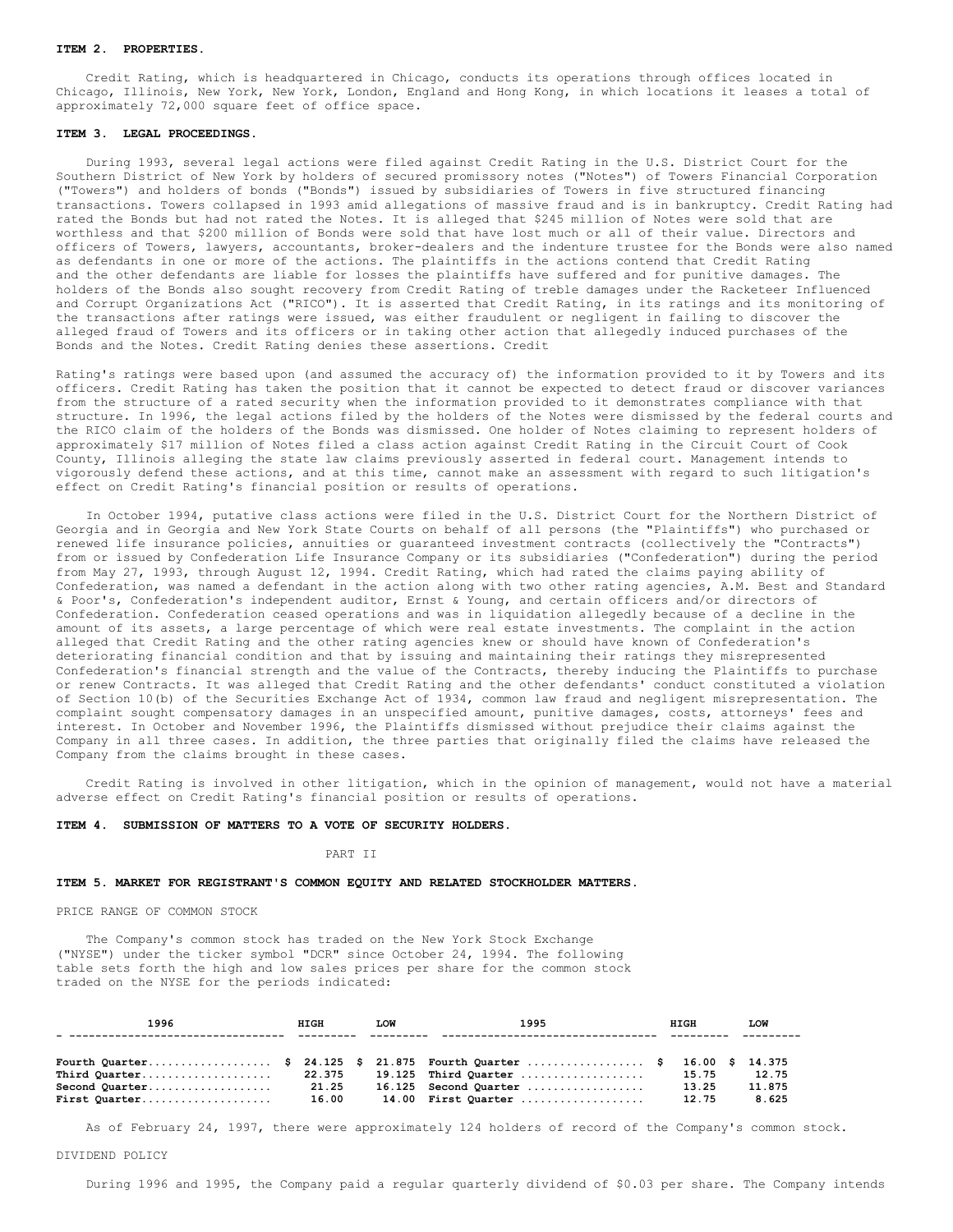### ITEM 2. PROPERTIES.

Credit Rating, which is headquartered in Chicago, conducts its operations through offices located in Chicago, Illinois, New York, New York, London, England and Hong Kong, in which locations it leases a total of approximately 72,000 square feet of office space.

### ITEM 3. LEGAL PROCEEDINGS.

During 1993, several legal actions were filed against Credit Rating in the U.S. District Court for the Southern District of New York by holders of secured promissory notes ("Notes") of Towers Financial Corporation ("Towers") and holders of bonds ("Bonds") issued by subsidiaries of Towers in five structured financing transactions. Towers collapsed in 1993 amid allegations of massive fraud and is in bankruptcy. Credit Rating had rated the Bonds but had not rated the Notes. It is alleged that $245 million of Notes were sold that are worthless and that $200 million of Bonds were sold that have lost much or all of their value. Directors and officers of Towers, lawyers, accountants, broker-dealers and the indenture trustee for the Bonds were also named as defendants in one or more of the actions. The plaintiffs in the actions contend that Credit Rating and the other defendants are liable for losses the plaintiffs have suffered and for punitive damages. The holders of the Bonds also sought recovery from Credit Rating of treble damages under the Racketeer Influenced and Corrupt Organizations Act ("RICO"). It is asserted that Credit Rating, in its ratings and its monitoring of the transactions after ratings were issued, was either fraudulent or negligent in failing to discover the alleged fraud of Towers and its officers or in taking other action that allegedly induced purchases of the Bonds and the Notes. Credit Rating denies these assertions. Credit Rating's ratings were based upon (and assumed the accuracy of) the information provided to it by Towers and its officers. Credit Rating has taken the position that it cannot be expected to detect fraud or discover variances from the structure of a rated security when the information provided to it demonstrates compliance with that structure. In 1996, the legal actions filed by the holders of the Notes were dismissed by the federal courts and the RICO claim of the holders of the Bonds was dismissed. One holder of Notes claiming to represent holders of approximately $17 million of Notes filed a class action against Credit Rating in the Circuit Court of Cook County, Illinois alleging the state law claims previously asserted in federal court. Management intends to vigorously defend these actions, and at this time, cannot make an assessment with regard to such litigation's effect on Credit Rating's financial position or results of operations.

In October 1994, putative class actions were filed in the U.S. District Court for the Northern District of Georgia and in Georgia and New York State Courts on behalf of all persons (the "Plaintiffs") who purchased or renewed life insurance policies, annuities or guaranteed investment contracts (collectively the "Contracts") from or issued by Confederation Life Insurance Company or its subsidiaries ("Confederation") during the period from May 27, 1993, through August 12, 1994. Credit Rating, which had rated the claims paying ability of Confederation, was named a defendant in the action along with two other rating agencies, A.M. Best and Standard & Poor's, Confederation's independent auditor, Ernst & Young, and certain officers and/or directors of Confederation. Confederation ceased operations and was in liquidation allegedly because of a decline in the amount of its assets, a large percentage of which were real estate investments. The complaint in the action alleged that Credit Rating and the other rating agencies knew or should have known of Confederation's deteriorating financial condition and that by issuing and maintaining their ratings they misrepresented Confederation's financial strength and the value of the Contracts, thereby inducing the Plaintiffs to purchase or renew Contracts. It was alleged that Credit Rating and the other defendants' conduct constituted a violation of Section 10(b) of the Securities Exchange Act of 1934, common law fraud and negligent misrepresentation. The complaint sought compensatory damages in an unspecified amount, punitive damages, costs, attorneys' fees and interest. In October and November 1996, the Plaintiffs dismissed without prejudice their claims against the Company in all three cases. In addition, the three parties that originally filed the claims have released the Company from the claims brought in these cases.

Credit Rating is involved in other litigation, which in the opinion of management, would not have a material adverse effect on Credit Rating's financial position or results of operations.

### ITEM 4. SUBMISSION OF MATTERS TO A VOTE OF SECURITY HOLDERS.

## PART II

### ITEM 5. MARKET FOR REGISTRANT'S COMMON EQUITY AND RELATED STOCKHOLDER MATTERS.

PRICE RANGE OF COMMON STOCK

The Company's common stock has traded on the New York Stock Exchange ("NYSE") under the ticker symbol "DCR" since October 24, 1994. The following table sets forth the high and low sales prices per share for the common stock traded on the NYSE for the periods indicated:

| 1996 | HIGH | LOW | 1995 | HIGH | LOW |
|---|---|---|---|---|---|
| Fourth Quarter | $ 24.125 | $ 21.875 | Fourth Quarter | $ 16.00 | $ 14.375 |
| Third Quarter | 22.375 | 19.125 | Third Quarter | 15.75 | 12.75 |
| Second Quarter | 21.25 | 16.125 | Second Quarter | 13.25 | 11.875 |
| First Quarter | 16.00 | 14.00 | First Quarter | 12.75 | 8.625 |

As of February 24, 1997, there were approximately 124 holders of record of the Company's common stock.

DIVIDEND POLICY

During 1996 and 1995, the Company paid a regular quarterly dividend of $0.03 per share. The Company intends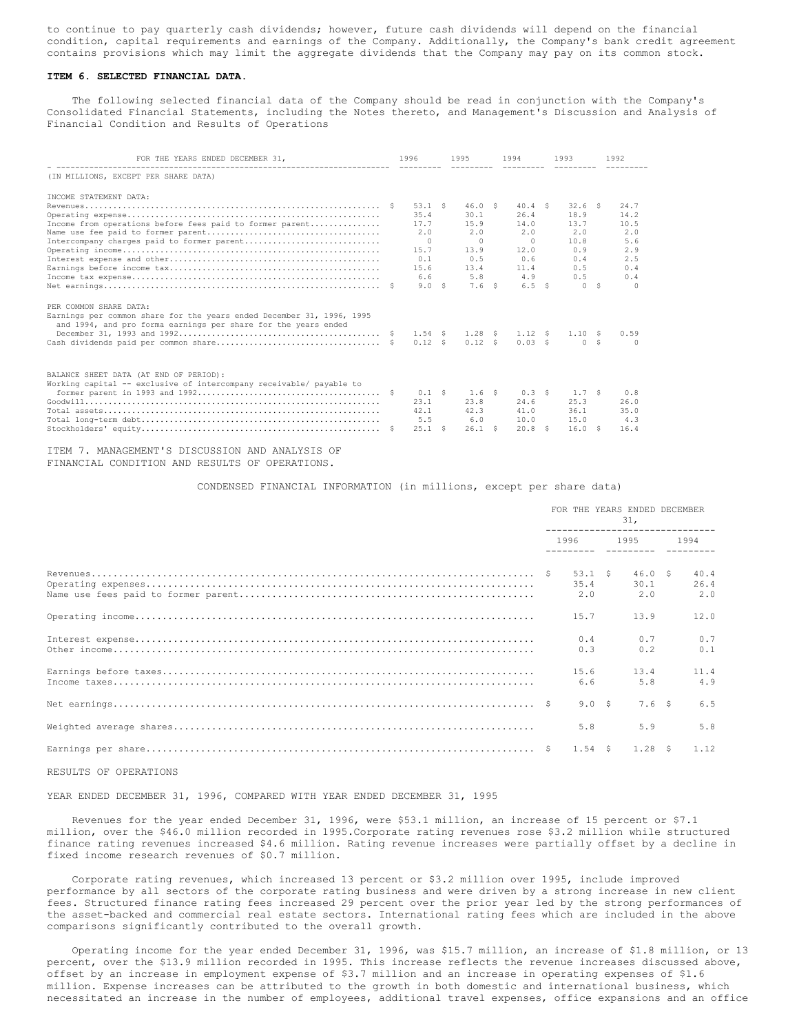to continue to pay quarterly cash dividends; however, future cash dividends will depend on the financial condition, capital requirements and earnings of the Company. Additionally, the Company's bank credit agreement contains provisions which may limit the aggregate dividends that the Company may pay on its common stock.

### ITEM 6. SELECTED FINANCIAL DATA.

The following selected financial data of the Company should be read in conjunction with the Company's Consolidated Financial Statements, including the Notes thereto, and Management's Discussion and Analysis of Financial Condition and Results of Operations

| FOR THE YEARS ENDED DECEMBER 31, | 1996 | 1995 | 1994 | 1993 | 1992 |
|---|---|---|---|---|---|
| (IN MILLIONS, EXCEPT PER SHARE DATA) | | | | | |
| INCOME STATEMENT DATA: | | | | | |
| Revenues | $ 53.1 | $ 46.0 | $ 40.4 | $ 32.6 | $ 24.7 |
| Operating expense | 35.4 | 30.1 | 26.4 | 18.9 | 14.2 |
| Income from operations before fees paid to former parent | 17.7 | 15.9 | 14.0 | 13.7 | 10.5 |
| Name use fee paid to former parent | 2.0 | 2.0 | 2.0 | 2.0 | 2.0 |
| Intercompany charges paid to former parent | 0 | 0 | 0 | 10.8 | 5.6 |
| Operating income | 15.7 | 13.9 | 12.0 | 0.9 | 2.9 |
| Interest expense and other | 0.1 | 0.5 | 0.6 | 0.4 | 2.5 |
| Earnings before income tax | 15.6 | 13.4 | 11.4 | 0.5 | 0.4 |
| Income tax expense | 6.6 | 5.8 | 4.9 | 0.5 | 0.4 |
| Net earnings | $ 9.0 | $ 7.6 | $ 6.5 | $ 0 | $ 0 |
| PER COMMON SHARE DATA: | | | | | |
| Earnings per common share for the years ended December 31, 1996, 1995 and 1994, and pro forma earnings per share for the years ended December 31, 1993 and 1992 | $ 1.54 | $ 1.28 | $ 1.12 | $ 1.10 | $ 0.59 |
| Cash dividends paid per common share | $ 0.12 | $ 0.12 | $ 0.03 | $ 0 | $ 0 |
| BALANCE SHEET DATA (AT END OF PERIOD): | | | | | |
| Working capital -- exclusive of intercompany receivable/ payable to former parent in 1993 and 1992 | $ 0.1 | $ 1.6 | $ 0.3 | $ 1.7 | $ 0.8 |
| Goodwill | 23.1 | 23.8 | 24.6 | 25.3 | 26.0 |
| Total assets | 42.1 | 42.3 | 41.0 | 36.1 | 35.0 |
| Total long-term debt | 5.5 | 6.0 | 10.0 | 15.0 | 4.3 |
| Stockholders' equity | $ 25.1 | $ 26.1 | $ 20.8 | $ 16.0 | $ 16.4 |

ITEM 7. MANAGEMENT'S DISCUSSION AND ANALYSIS OF FINANCIAL CONDITION AND RESULTS OF OPERATIONS.

CONDENSED FINANCIAL INFORMATION (in millions, except per share data)

| | FOR THE YEARS ENDED DECEMBER 31, | | |
|---|---|---|---|
| | 1996 | 1995 | 1994 |
| Revenues | $ 53.1 | $ 46.0 | $ 40.4 |
| Operating expenses | 35.4 | 30.1 | 26.4 |
| Name use fees paid to former parent | 2.0 | 2.0 | 2.0 |
| Operating income | 15.7 | 13.9 | 12.0 |
| Interest expense | 0.4 | 0.7 | 0.7 |
| Other income | 0.3 | 0.2 | 0.1 |
| Earnings before taxes | 15.6 | 13.4 | 11.4 |
| Income taxes | 6.6 | 5.8 | 4.9 |
| Net earnings | $ 9.0 | $ 7.6 | $ 6.5 |
| Weighted average shares | 5.8 | 5.9 | 5.8 |
| Earnings per share | $ 1.54 | $ 1.28 | $ 1.12 |

RESULTS OF OPERATIONS

YEAR ENDED DECEMBER 31, 1996, COMPARED WITH YEAR ENDED DECEMBER 31, 1995

Revenues for the year ended December 31, 1996, were $53.1 million, an increase of 15 percent or $7.1 million, over the $46.0 million recorded in 1995.Corporate rating revenues rose $3.2 million while structured finance rating revenues increased $4.6 million. Rating revenue increases were partially offset by a decline in fixed income research revenues of $0.7 million.

Corporate rating revenues, which increased 13 percent or $3.2 million over 1995, include improved performance by all sectors of the corporate rating business and were driven by a strong increase in new client fees. Structured finance rating fees increased 29 percent over the prior year led by the strong performances of the asset-backed and commercial real estate sectors. International rating fees which are included in the above comparisons significantly contributed to the overall growth.

Operating income for the year ended December 31, 1996, was $15.7 million, an increase of $1.8 million, or 13 percent, over the $13.9 million recorded in 1995. This increase reflects the revenue increases discussed above, offset by an increase in employment expense of $3.7 million and an increase in operating expenses of $1.6 million. Expense increases can be attributed to the growth in both domestic and international business, which necessitated an increase in the number of employees, additional travel expenses, office expansions and an office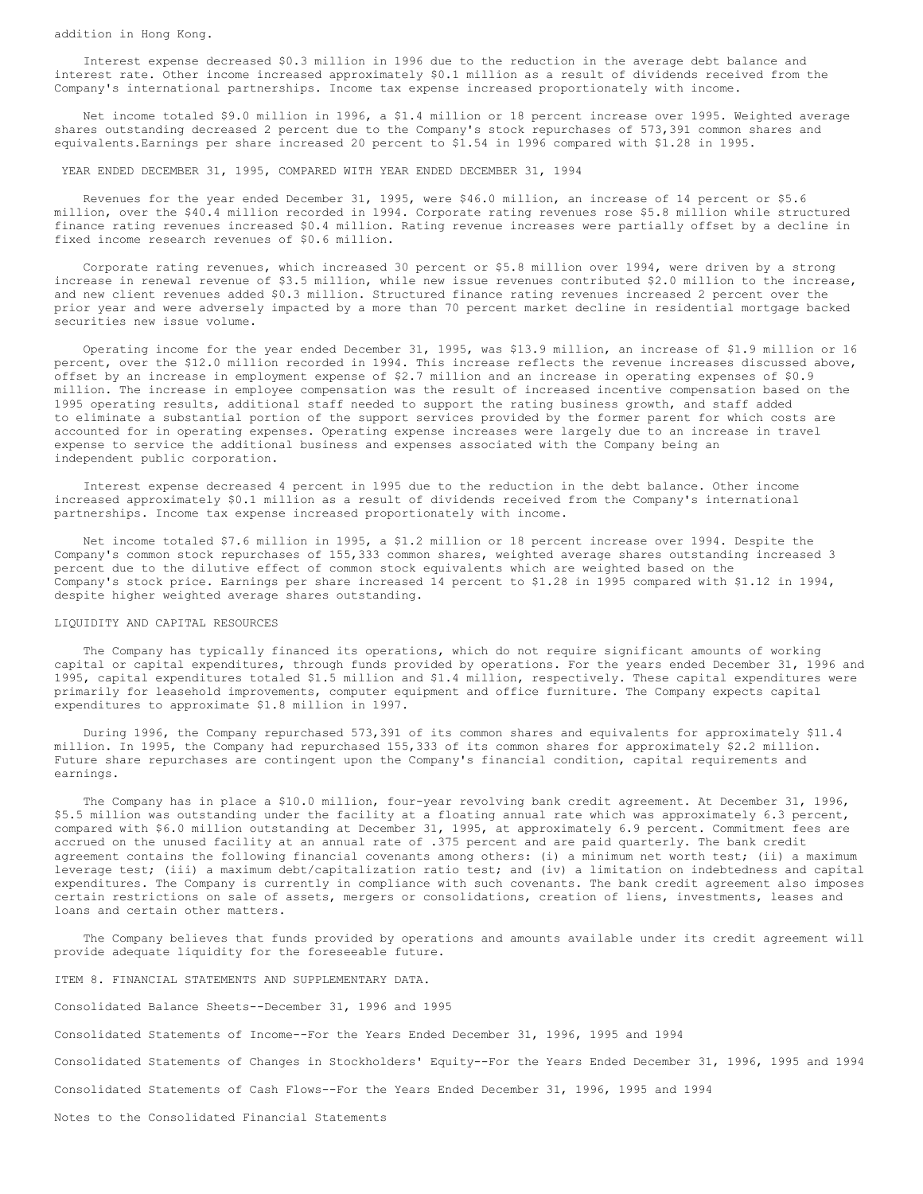addition in Hong Kong.

Interest expense decreased $0.3 million in 1996 due to the reduction in the average debt balance and interest rate. Other income increased approximately $0.1 million as a result of dividends received from the Company's international partnerships. Income tax expense increased proportionately with income.

Net income totaled $9.0 million in 1996, a $1.4 million or 18 percent increase over 1995. Weighted average shares outstanding decreased 2 percent due to the Company's stock repurchases of 573,391 common shares and equivalents.Earnings per share increased 20 percent to $1.54 in 1996 compared with $1.28 in 1995.

YEAR ENDED DECEMBER 31, 1995, COMPARED WITH YEAR ENDED DECEMBER 31, 1994

Revenues for the year ended December 31, 1995, were $46.0 million, an increase of 14 percent or $5.6 million, over the $40.4 million recorded in 1994. Corporate rating revenues rose $5.8 million while structured finance rating revenues increased $0.4 million. Rating revenue increases were partially offset by a decline in fixed income research revenues of $0.6 million.

Corporate rating revenues, which increased 30 percent or $5.8 million over 1994, were driven by a strong increase in renewal revenue of $3.5 million, while new issue revenues contributed $2.0 million to the increase, and new client revenues added $0.3 million. Structured finance rating revenues increased 2 percent over the prior year and were adversely impacted by a more than 70 percent market decline in residential mortgage backed securities new issue volume.

Operating income for the year ended December 31, 1995, was $13.9 million, an increase of $1.9 million or 16 percent, over the $12.0 million recorded in 1994. This increase reflects the revenue increases discussed above, offset by an increase in employment expense of $2.7 million and an increase in operating expenses of $0.9 million. The increase in employee compensation was the result of increased incentive compensation based on the 1995 operating results, additional staff needed to support the rating business growth, and staff added to eliminate a substantial portion of the support services provided by the former parent for which costs are accounted for in operating expenses. Operating expense increases were largely due to an increase in travel expense to service the additional business and expenses associated with the Company being an independent public corporation.

Interest expense decreased 4 percent in 1995 due to the reduction in the debt balance. Other income increased approximately $0.1 million as a result of dividends received from the Company's international partnerships. Income tax expense increased proportionately with income.

Net income totaled $7.6 million in 1995, a $1.2 million or 18 percent increase over 1994. Despite the Company's common stock repurchases of 155,333 common shares, weighted average shares outstanding increased 3 percent due to the dilutive effect of common stock equivalents which are weighted based on the Company's stock price. Earnings per share increased 14 percent to $1.28 in 1995 compared with $1.12 in 1994, despite higher weighted average shares outstanding.

LIQUIDITY AND CAPITAL RESOURCES

The Company has typically financed its operations, which do not require significant amounts of working capital or capital expenditures, through funds provided by operations. For the years ended December 31, 1996 and 1995, capital expenditures totaled $1.5 million and $1.4 million, respectively. These capital expenditures were primarily for leasehold improvements, computer equipment and office furniture. The Company expects capital expenditures to approximate $1.8 million in 1997.

During 1996, the Company repurchased 573,391 of its common shares and equivalents for approximately $11.4 million. In 1995, the Company had repurchased 155,333 of its common shares for approximately $2.2 million. Future share repurchases are contingent upon the Company's financial condition, capital requirements and earnings.

The Company has in place a $10.0 million, four-year revolving bank credit agreement. At December 31, 1996, $5.5 million was outstanding under the facility at a floating annual rate which was approximately 6.3 percent, compared with $6.0 million outstanding at December 31, 1995, at approximately 6.9 percent. Commitment fees are accrued on the unused facility at an annual rate of .375 percent and are paid quarterly. The bank credit agreement contains the following financial covenants among others: (i) a minimum net worth test; (ii) a maximum leverage test; (iii) a maximum debt/capitalization ratio test; and (iv) a limitation on indebtedness and capital expenditures. The Company is currently in compliance with such covenants. The bank credit agreement also imposes certain restrictions on sale of assets, mergers or consolidations, creation of liens, investments, leases and loans and certain other matters.

The Company believes that funds provided by operations and amounts available under its credit agreement will provide adequate liquidity for the foreseeable future.

ITEM 8. FINANCIAL STATEMENTS AND SUPPLEMENTARY DATA.

Consolidated Balance Sheets--December 31, 1996 and 1995

Consolidated Statements of Income--For the Years Ended December 31, 1996, 1995 and 1994

Consolidated Statements of Changes in Stockholders' Equity--For the Years Ended December 31, 1996, 1995 and 1994

Consolidated Statements of Cash Flows--For the Years Ended December 31, 1996, 1995 and 1994

Notes to the Consolidated Financial Statements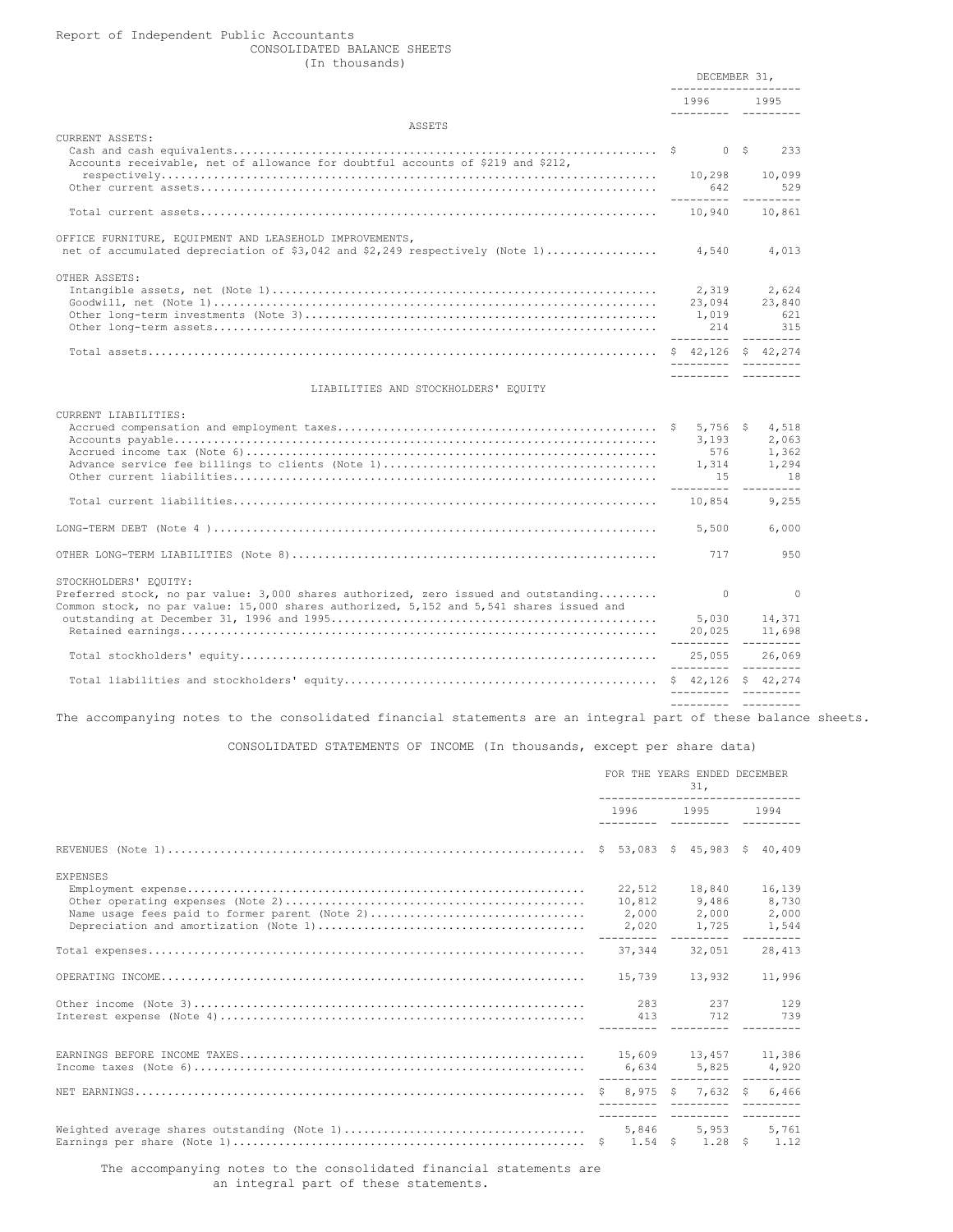Report of Independent Public Accountants

# CONSOLIDATED BALANCE SHEETS

(In thousands)

| | DECEMBER 31, 1996 | DECEMBER 31, 1995 |
|---|---|---|
| **ASSETS** | | |
| CURRENT ASSETS: | | |
| Cash and cash equivalents | $ 0 | $ 233 |
| Accounts receivable, net of allowance for doubtful accounts of $219 and $212, respectively | 10,298 | 10,099 |
| Other current assets | 642 | 529 |
| Total current assets | 10,940 | 10,861 |
| OFFICE FURNITURE, EQUIPMENT AND LEASEHOLD IMPROVEMENTS, net of accumulated depreciation of $3,042 and $2,249 respectively (Note 1) | 4,540 | 4,013 |
| OTHER ASSETS: | | |
| Intangible assets, net (Note 1) | 2,319 | 2,624 |
| Goodwill, net (Note 1) | 23,094 | 23,840 |
| Other long-term investments (Note 3) | 1,019 | 621 |
| Other long-term assets | 214 | 315 |
| Total assets | $ 42,126 | $ 42,274 |
| **LIABILITIES AND STOCKHOLDERS' EQUITY** | | |
| CURRENT LIABILITIES: | | |
| Accrued compensation and employment taxes | $ 5,756 | $ 4,518 |
| Accounts payable | 3,193 | 2,063 |
| Accrued income tax (Note 6) | 576 | 1,362 |
| Advance service fee billings to clients (Note 1) | 1,314 | 1,294 |
| Other current liabilities | 15 | 18 |
| Total current liabilities | 10,854 | 9,255 |
| LONG-TERM DEBT (Note 4 ) | 5,500 | 6,000 |
| OTHER LONG-TERM LIABILITIES (Note 8) | 717 | 950 |
| STOCKHOLDERS' EQUITY: | | |
| Preferred stock, no par value: 3,000 shares authorized, zero issued and outstanding | 0 | 0 |
| Common stock, no par value: 15,000 shares authorized, 5,152 and 5,541 shares issued and outstanding at December 31, 1996 and 1995 | 5,030 | 14,371 |
| Retained earnings | 20,025 | 11,698 |
| Total stockholders' equity | 25,055 | 26,069 |
| Total liabilities and stockholders' equity | $ 42,126 | $ 42,274 |

The accompanying notes to the consolidated financial statements are an integral part of these balance sheets.

# CONSOLIDATED STATEMENTS OF INCOME (In thousands, except per share data)

| | FOR THE YEARS ENDED DECEMBER 31, 1996 | 1995 | 1994 |
|---|---|---|---|
| REVENUES (Note 1) | $ 53,083 | $ 45,983 | $ 40,409 |
| EXPENSES | | | |
| Employment expense | 22,512 | 18,840 | 16,139 |
| Other operating expenses (Note 2) | 10,812 | 9,486 | 8,730 |
| Name usage fees paid to former parent (Note 2) | 2,000 | 2,000 | 2,000 |
| Depreciation and amortization (Note 1) | 2,020 | 1,725 | 1,544 |
| Total expenses | 37,344 | 32,051 | 28,413 |
| OPERATING INCOME | 15,739 | 13,932 | 11,996 |
| Other income (Note 3) | 283 | 237 | 129 |
| Interest expense (Note 4) | 413 | 712 | 739 |
| EARNINGS BEFORE INCOME TAXES | 15,609 | 13,457 | 11,386 |
| Income taxes (Note 6) | 6,634 | 5,825 | 4,920 |
| NET EARNINGS | $ 8,975 | $ 7,632 | $ 6,466 |
| Weighted average shares outstanding (Note 1) | 5,846 | 5,953 | 5,761 |
| Earnings per share (Note 1) | $ 1.54 | $ 1.28 | $ 1.12 |

The accompanying notes to the consolidated financial statements are an integral part of these statements.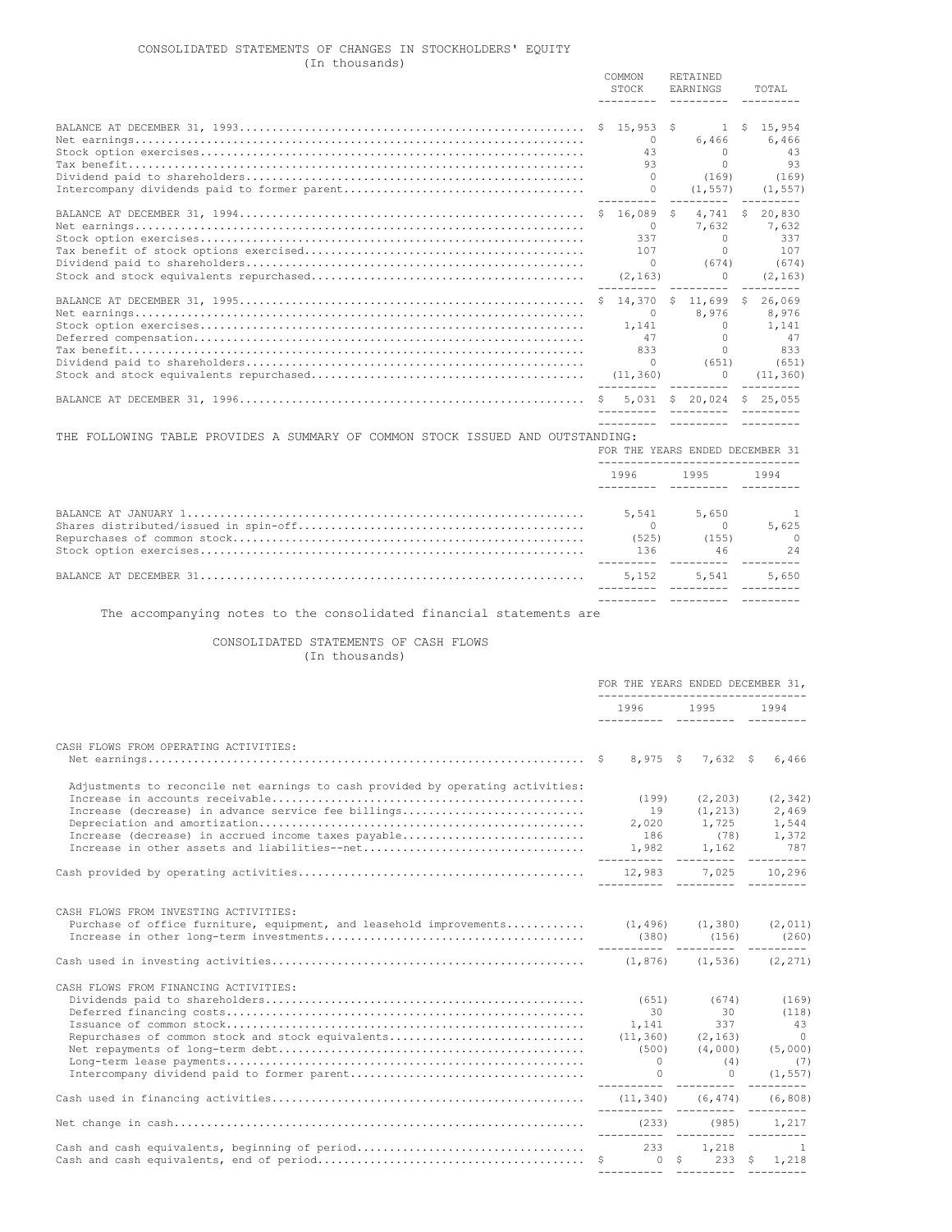## CONSOLIDATED STATEMENTS OF CHANGES IN STOCKHOLDERS' EQUITY
(In thousands)

| | COMMON STOCK | RETAINED EARNINGS | TOTAL |
|---|---|---|---|
| BALANCE AT DECEMBER 31, 1993 | $ 15,953 | $ 1 | $ 15,954 |
| Net earnings | 0 | 6,466 | 6,466 |
| Stock option exercises | 43 | 0 | 43 |
| Tax benefit | 93 | 0 | 93 |
| Dividend paid to shareholders | 0 | (169) | (169) |
| Intercompany dividends paid to former parent | 0 | (1,557) | (1,557) |
| BALANCE AT DECEMBER 31, 1994 | $ 16,089 | $ 4,741 | $ 20,830 |
| Net earnings | 0 | 7,632 | 7,632 |
| Stock option exercises | 337 | 0 | 337 |
| Tax benefit of stock options exercised | 107 | 0 | 107 |
| Dividend paid to shareholders | 0 | (674) | (674) |
| Stock and stock equivalents repurchased | (2,163) | 0 | (2,163) |
| BALANCE AT DECEMBER 31, 1995 | $ 14,370 | $ 11,699 | $ 26,069 |
| Net earnings | 0 | 8,976 | 8,976 |
| Stock option exercises | 1,141 | 0 | 1,141 |
| Deferred compensation | 47 | 0 | 47 |
| Tax benefit | 833 | 0 | 833 |
| Dividend paid to shareholders | 0 | (651) | (651) |
| Stock and stock equivalents repurchased | (11,360) | 0 | (11,360) |
| BALANCE AT DECEMBER 31, 1996 | $ 5,031 | $ 20,024 | $ 25,055 |

THE FOLLOWING TABLE PROVIDES A SUMMARY OF COMMON STOCK ISSUED AND OUTSTANDING:

| | FOR THE YEARS ENDED DECEMBER 31 | | |
|---|---|---|---|
| | 1996 | 1995 | 1994 |
| BALANCE AT JANUARY 1 | 5,541 | 5,650 | 1 |
| Shares distributed/issued in spin-off | 0 | 0 | 5,625 |
| Repurchases of common stock | (525) | (155) | 0 |
| Stock option exercises | 136 | 46 | 24 |
| BALANCE AT DECEMBER 31 | 5,152 | 5,541 | 5,650 |

The accompanying notes to the consolidated financial statements are

## CONSOLIDATED STATEMENTS OF CASH FLOWS
(In thousands)

| | FOR THE YEARS ENDED DECEMBER 31, | | |
|---|---|---|---|
| | 1996 | 1995 | 1994 |
| CASH FLOWS FROM OPERATING ACTIVITIES: | | | |
| Net earnings | $ 8,975 | $ 7,632 | $ 6,466 |
| Adjustments to reconcile net earnings to cash provided by operating activities: | | | |
| Increase in accounts receivable | (199) | (2,203) | (2,342) |
| Increase (decrease) in advance service fee billings | 19 | (1,213) | 2,469 |
| Depreciation and amortization | 2,020 | 1,725 | 1,544 |
| Increase (decrease) in accrued income taxes payable | 186 | (78) | 1,372 |
| Increase in other assets and liabilities--net | 1,982 | 1,162 | 787 |
| Cash provided by operating activities | 12,983 | 7,025 | 10,296 |
| CASH FLOWS FROM INVESTING ACTIVITIES: | | | |
| Purchase of office furniture, equipment, and leasehold improvements | (1,496) | (1,380) | (2,011) |
| Increase in other long-term investments | (380) | (156) | (260) |
| Cash used in investing activities | (1,876) | (1,536) | (2,271) |
| CASH FLOWS FROM FINANCING ACTIVITIES: | | | |
| Dividends paid to shareholders | (651) | (674) | (169) |
| Deferred financing costs | 30 | 30 | (118) |
| Issuance of common stock | 1,141 | 337 | 43 |
| Repurchases of common stock and stock equivalents | (11,360) | (2,163) | 0 |
| Net repayments of long-term debt | (500) | (4,000) | (5,000) |
| Long-term lease payments | 0 | (4) | (7) |
| Intercompany dividend paid to former parent | 0 | 0 | (1,557) |
| Cash used in financing activities | (11,340) | (6,474) | (6,808) |
| Net change in cash | (233) | (985) | 1,217 |
| Cash and cash equivalents, beginning of period | 233 | 1,218 | 1 |
| Cash and cash equivalents, end of period | $ 0 | $ 233 | $ 1,218 |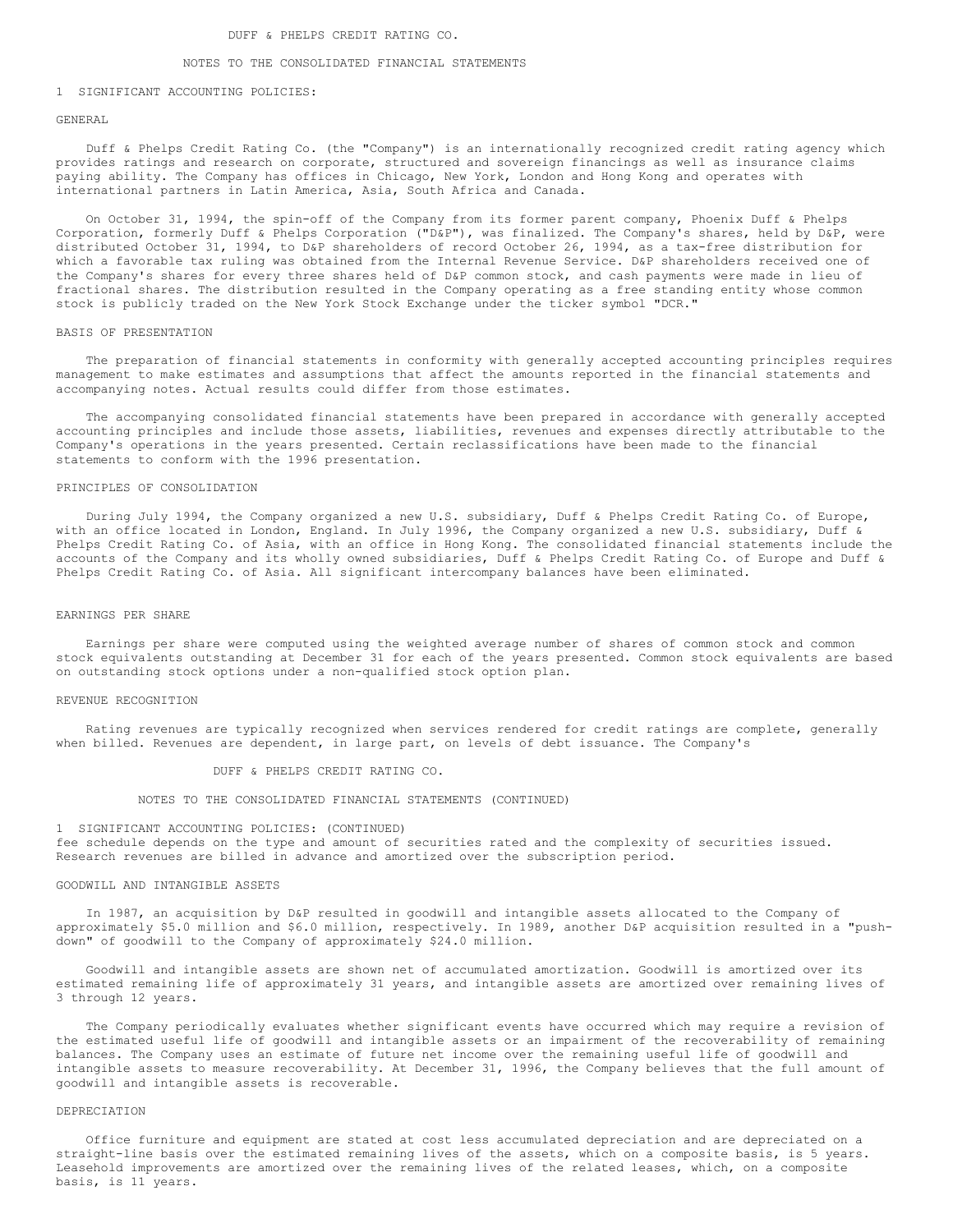# DUFF & PHELPS CREDIT RATING CO.

## NOTES TO THE CONSOLIDATED FINANCIAL STATEMENTS

### 1 SIGNIFICANT ACCOUNTING POLICIES:

#### GENERAL

Duff & Phelps Credit Rating Co. (the "Company") is an internationally recognized credit rating agency which provides ratings and research on corporate, structured and sovereign financings as well as insurance claims paying ability. The Company has offices in Chicago, New York, London and Hong Kong and operates with international partners in Latin America, Asia, South Africa and Canada.

On October 31, 1994, the spin-off of the Company from its former parent company, Phoenix Duff & Phelps Corporation, formerly Duff & Phelps Corporation ("D&P"), was finalized. The Company's shares, held by D&P, were distributed October 31, 1994, to D&P shareholders of record October 26, 1994, as a tax-free distribution for which a favorable tax ruling was obtained from the Internal Revenue Service. D&P shareholders received one of the Company's shares for every three shares held of D&P common stock, and cash payments were made in lieu of fractional shares. The distribution resulted in the Company operating as a free standing entity whose common stock is publicly traded on the New York Stock Exchange under the ticker symbol "DCR."

#### BASIS OF PRESENTATION

The preparation of financial statements in conformity with generally accepted accounting principles requires management to make estimates and assumptions that affect the amounts reported in the financial statements and accompanying notes. Actual results could differ from those estimates.

The accompanying consolidated financial statements have been prepared in accordance with generally accepted accounting principles and include those assets, liabilities, revenues and expenses directly attributable to the Company's operations in the years presented. Certain reclassifications have been made to the financial statements to conform with the 1996 presentation.

#### PRINCIPLES OF CONSOLIDATION

During July 1994, the Company organized a new U.S. subsidiary, Duff & Phelps Credit Rating Co. of Europe, with an office located in London, England. In July 1996, the Company organized a new U.S. subsidiary, Duff & Phelps Credit Rating Co. of Asia, with an office in Hong Kong. The consolidated financial statements include the accounts of the Company and its wholly owned subsidiaries, Duff & Phelps Credit Rating Co. of Europe and Duff & Phelps Credit Rating Co. of Asia. All significant intercompany balances have been eliminated.

#### EARNINGS PER SHARE

Earnings per share were computed using the weighted average number of shares of common stock and common stock equivalents outstanding at December 31 for each of the years presented. Common stock equivalents are based on outstanding stock options under a non-qualified stock option plan.

#### REVENUE RECOGNITION

Rating revenues are typically recognized when services rendered for credit ratings are complete, generally when billed. Revenues are dependent, in large part, on levels of debt issuance. The Company's fee schedule depends on the type and amount of securities rated and the complexity of securities issued. Research revenues are billed in advance and amortized over the subscription period.

#### GOODWILL AND INTANGIBLE ASSETS

In 1987, an acquisition by D&P resulted in goodwill and intangible assets allocated to the Company of approximately \$5.0 million and \$6.0 million, respectively. In 1989, another D&P acquisition resulted in a "push-down" of goodwill to the Company of approximately \$24.0 million.

Goodwill and intangible assets are shown net of accumulated amortization. Goodwill is amortized over its estimated remaining life of approximately 31 years, and intangible assets are amortized over remaining lives of 3 through 12 years.

The Company periodically evaluates whether significant events have occurred which may require a revision of the estimated useful life of goodwill and intangible assets or an impairment of the recoverability of remaining balances. The Company uses an estimate of future net income over the remaining useful life of goodwill and intangible assets to measure recoverability. At December 31, 1996, the Company believes that the full amount of goodwill and intangible assets is recoverable.

#### DEPRECIATION

Office furniture and equipment are stated at cost less accumulated depreciation and are depreciated on a straight-line basis over the estimated remaining lives of the assets, which on a composite basis, is 5 years. Leasehold improvements are amortized over the remaining lives of the related leases, which, on a composite basis, is 11 years.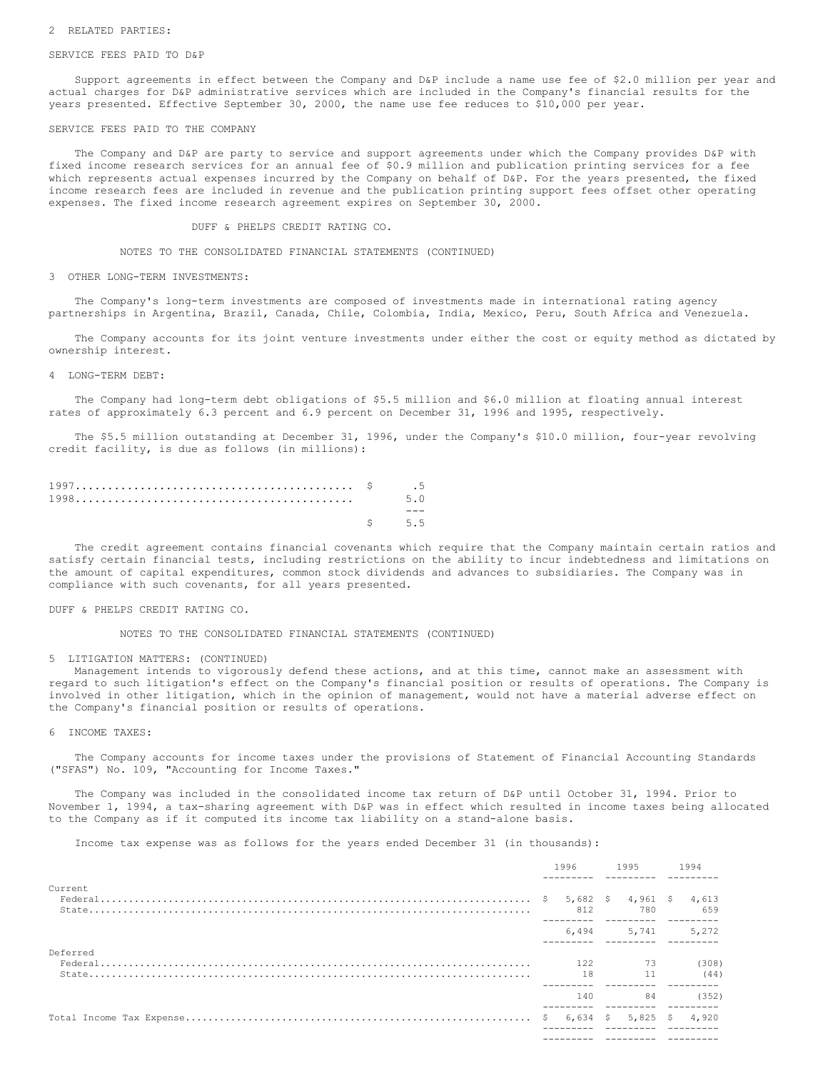2 RELATED PARTIES:

SERVICE FEES PAID TO D&P

Support agreements in effect between the Company and D&P include a name use fee of $2.0 million per year and actual charges for D&P administrative services which are included in the Company's financial results for the years presented. Effective September 30, 2000, the name use fee reduces to $10,000 per year.

SERVICE FEES PAID TO THE COMPANY

The Company and D&P are party to service and support agreements under which the Company provides D&P with fixed income research services for an annual fee of $0.9 million and publication printing services for a fee which represents actual expenses incurred by the Company on behalf of D&P. For the years presented, the fixed income research fees are included in revenue and the publication printing support fees offset other operating expenses. The fixed income research agreement expires on September 30, 2000.

DUFF & PHELPS CREDIT RATING CO.

NOTES TO THE CONSOLIDATED FINANCIAL STATEMENTS (CONTINUED)

3 OTHER LONG-TERM INVESTMENTS:

The Company's long-term investments are composed of investments made in international rating agency partnerships in Argentina, Brazil, Canada, Chile, Colombia, India, Mexico, Peru, South Africa and Venezuela.

The Company accounts for its joint venture investments under either the cost or equity method as dictated by ownership interest.

4 LONG-TERM DEBT:

The Company had long-term debt obligations of $5.5 million and $6.0 million at floating annual interest rates of approximately 6.3 percent and 6.9 percent on December 31, 1996 and 1995, respectively.

The $5.5 million outstanding at December 31, 1996, under the Company's $10.0 million, four-year revolving credit facility, is due as follows (in millions):

| | |
|---|---|
| 1997 | $ .5 |
| 1998 | 5.0 |
| | $ 5.5 |

The credit agreement contains financial covenants which require that the Company maintain certain ratios and satisfy certain financial tests, including restrictions on the ability to incur indebtedness and limitations on the amount of capital expenditures, common stock dividends and advances to subsidiaries. The Company was in compliance with such covenants, for all years presented.

DUFF & PHELPS CREDIT RATING CO.

NOTES TO THE CONSOLIDATED FINANCIAL STATEMENTS (CONTINUED)

5 LITIGATION MATTERS: (CONTINUED)

Management intends to vigorously defend these actions, and at this time, cannot make an assessment with regard to such litigation's effect on the Company's financial position or results of operations. The Company is involved in other litigation, which in the opinion of management, would not have a material adverse effect on the Company's financial position or results of operations.

6 INCOME TAXES:

The Company accounts for income taxes under the provisions of Statement of Financial Accounting Standards ("SFAS") No. 109, "Accounting for Income Taxes."

The Company was included in the consolidated income tax return of D&P until October 31, 1994. Prior to November 1, 1994, a tax-sharing agreement with D&P was in effect which resulted in income taxes being allocated to the Company as if it computed its income tax liability on a stand-alone basis.

Income tax expense was as follows for the years ended December 31 (in thousands):

| | 1996 | 1995 | 1994 |
|---|---|---|---|
| Current | | | |
| Federal | $ 5,682 | $ 4,961 | $ 4,613 |
| State | 812 | 780 | 659 |
| | 6,494 | 5,741 | 5,272 |
| Deferred | | | |
| Federal | 122 | 73 | (308) |
| State | 18 | 11 | (44) |
| | 140 | 84 | (352) |
| Total Income Tax Expense | $ 6,634 | $ 5,825 | $ 4,920 |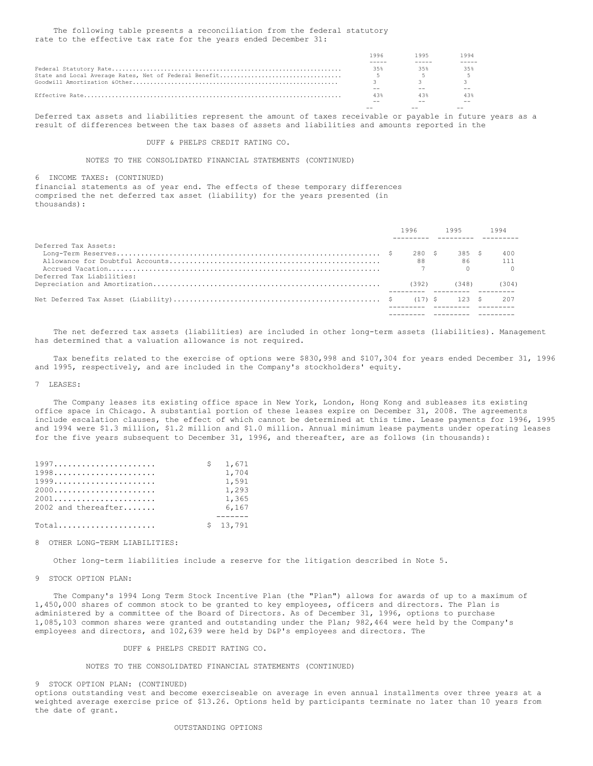The following table presents a reconciliation from the federal statutory rate to the effective tax rate for the years ended December 31:

| | 1996 | 1995 | 1994 |
|---|---|---|---|
| Federal Statutory Rate | 35% | 35% | 35% |
| State and Local Average Rates, Net of Federal Benefit | 5 | 5 | 5 |
| Goodwill Amortization &Other | 3 | 3 | 3 |
| Effective Rate | 43% | 43% | 43% |

Deferred tax assets and liabilities represent the amount of taxes receivable or payable in future years as a result of differences between the tax bases of assets and liabilities and amounts reported in the

## 6 INCOME TAXES: (CONTINUED)

financial statements as of year end. The effects of these temporary differences comprised the net deferred tax asset (liability) for the years presented (in thousands):

| | 1996 | 1995 | 1994 |
|---|---|---|---|
| Deferred Tax Assets: | | | |
| Long-Term Reserves | $ 280 | $ 385 | $ 400 |
| Allowance for Doubtful Accounts | 88 | 86 | 111 |
| Accrued Vacation | 7 | 0 | 0 |
| Deferred Tax Liabilities: | | | |
| Depreciation and Amortization | (392) | (348) | (304) |
| Net Deferred Tax Asset (Liability) | $ (17) | $ 123 | $ 207 |

The net deferred tax assets (liabilities) are included in other long-term assets (liabilities). Management has determined that a valuation allowance is not required.

Tax benefits related to the exercise of options were $830,998 and $107,304 for years ended December 31, 1996 and 1995, respectively, and are included in the Company's stockholders' equity.

## 7 LEASES:

The Company leases its existing office space in New York, London, Hong Kong and subleases its existing office space in Chicago. A substantial portion of these leases expire on December 31, 2008. The agreements include escalation clauses, the effect of which cannot be determined at this time. Lease payments for 1996, 1995 and 1994 were $1.3 million, $1.2 million and $1.0 million. Annual minimum lease payments under operating leases for the five years subsequent to December 31, 1996, and thereafter, are as follows (in thousands):

| | |
|---|---|
| 1997 | $ 1,671 |
| 1998 | 1,704 |
| 1999 | 1,591 |
| 2000 | 1,293 |
| 2001 | 1,365 |
| 2002 and thereafter | 6,167 |
| Total | $ 13,791 |

## 8 OTHER LONG-TERM LIABILITIES:

Other long-term liabilities include a reserve for the litigation described in Note 5.

## 9 STOCK OPTION PLAN:

The Company's 1994 Long Term Stock Incentive Plan (the "Plan") allows for awards of up to a maximum of 1,450,000 shares of common stock to be granted to key employees, officers and directors. The Plan is administered by a committee of the Board of Directors. As of December 31, 1996, options to purchase 1,085,103 common shares were granted and outstanding under the Plan; 982,464 were held by the Company's employees and directors, and 102,639 were held by D&P's employees and directors. The

## 9 STOCK OPTION PLAN: (CONTINUED)

options outstanding vest and become exerciseable on average in even annual installments over three years at a weighted average exercise price of $13.26. Options held by participants terminate no later than 10 years from the date of grant.

OUTSTANDING OPTIONS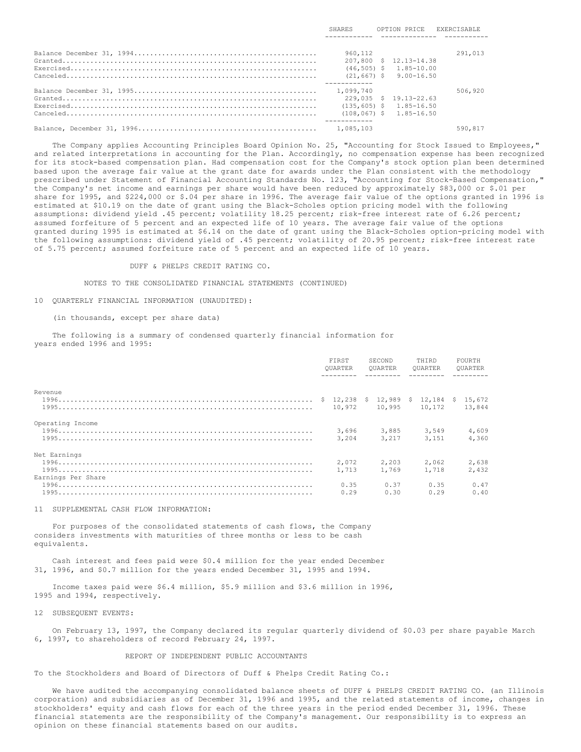| | SHARES | OPTION PRICE | EXERCISABLE |
|---|---|---|---|
| Balance December 31, 1994 | 960,112 | | 291,013 |
| Granted | 207,800 | $ 12.13-14.38 | |
| Exercised | (46,505) | $ 1.85-10.00 | |
| Canceled | (21,667) | $ 9.00-16.50 | |
| Balance December 31, 1995 | 1,099,740 | | 506,920 |
| Granted | 229,035 | $ 19.13-22.63 | |
| Exercised | (135,605) | $ 1.85-16.50 | |
| Canceled | (108,067) | $ 1.85-16.50 | |
| Balance, December 31, 1996 | 1,085,103 | | 590,817 |

The Company applies Accounting Principles Board Opinion No. 25, "Accounting for Stock Issued to Employees," and related interpretations in accounting for the Plan. Accordingly, no compensation expense has been recognized for its stock-based compensation plan. Had compensation cost for the Company's stock option plan been determined based upon the average fair value at the grant date for awards under the Plan consistent with the methodology prescribed under Statement of Financial Accounting Standards No. 123, "Accounting for Stock-Based Compensation," the Company's net income and earnings per share would have been reduced by approximately $83,000 or $.01 per share for 1995, and $224,000 or $.04 per share in 1996. The average fair value of the options granted in 1996 is estimated at $10.19 on the date of grant using the Black-Scholes option pricing model with the following assumptions: dividend yield .45 percent; volatility 18.25 percent; risk-free interest rate of 6.26 percent; assumed forfeiture of 5 percent and an expected life of 10 years. The average fair value of the options granted during 1995 is estimated at $6.14 on the date of grant using the Black-Scholes option-pricing model with the following assumptions: dividend yield of .45 percent; volatility of 20.95 percent; risk-free interest rate of 5.75 percent; assumed forfeiture rate of 5 percent and an expected life of 10 years.

DUFF & PHELPS CREDIT RATING CO.

NOTES TO THE CONSOLIDATED FINANCIAL STATEMENTS (CONTINUED)

## 10 QUARTERLY FINANCIAL INFORMATION (UNAUDITED):

(in thousands, except per share data)

The following is a summary of condensed quarterly financial information for years ended 1996 and 1995:

| | FIRST QUARTER | SECOND QUARTER | THIRD QUARTER | FOURTH QUARTER |
|---|---|---|---|---|
| Revenue | | | | |
| 1996 | $ 12,238 | $ 12,989 | $ 12,184 | $ 15,672 |
| 1995 | 10,972 | 10,995 | 10,172 | 13,844 |
| Operating Income | | | | |
| 1996 | 3,696 | 3,885 | 3,549 | 4,609 |
| 1995 | 3,204 | 3,217 | 3,151 | 4,360 |
| Net Earnings | | | | |
| 1996 | 2,072 | 2,203 | 2,062 | 2,638 |
| 1995 | 1,713 | 1,769 | 1,718 | 2,432 |
| Earnings Per Share | | | | |
| 1996 | 0.35 | 0.37 | 0.35 | 0.47 |
| 1995 | 0.29 | 0.30 | 0.29 | 0.40 |

## 11 SUPPLEMENTAL CASH FLOW INFORMATION:

For purposes of the consolidated statements of cash flows, the Company considers investments with maturities of three months or less to be cash equivalents.

Cash interest and fees paid were $0.4 million for the year ended December 31, 1996, and $0.7 million for the years ended December 31, 1995 and 1994.

Income taxes paid were $6.4 million, $5.9 million and $3.6 million in 1996, 1995 and 1994, respectively.

## 12 SUBSEQUENT EVENTS:

On February 13, 1997, the Company declared its regular quarterly dividend of $0.03 per share payable March 6, 1997, to shareholders of record February 24, 1997.

# REPORT OF INDEPENDENT PUBLIC ACCOUNTANTS

To the Stockholders and Board of Directors of Duff & Phelps Credit Rating Co.:

We have audited the accompanying consolidated balance sheets of DUFF & PHELPS CREDIT RATING CO. (an Illinois corporation) and subsidiaries as of December 31, 1996 and 1995, and the related statements of income, changes in stockholders' equity and cash flows for each of the three years in the period ended December 31, 1996. These financial statements are the responsibility of the Company's management. Our responsibility is to express an opinion on these financial statements based on our audits.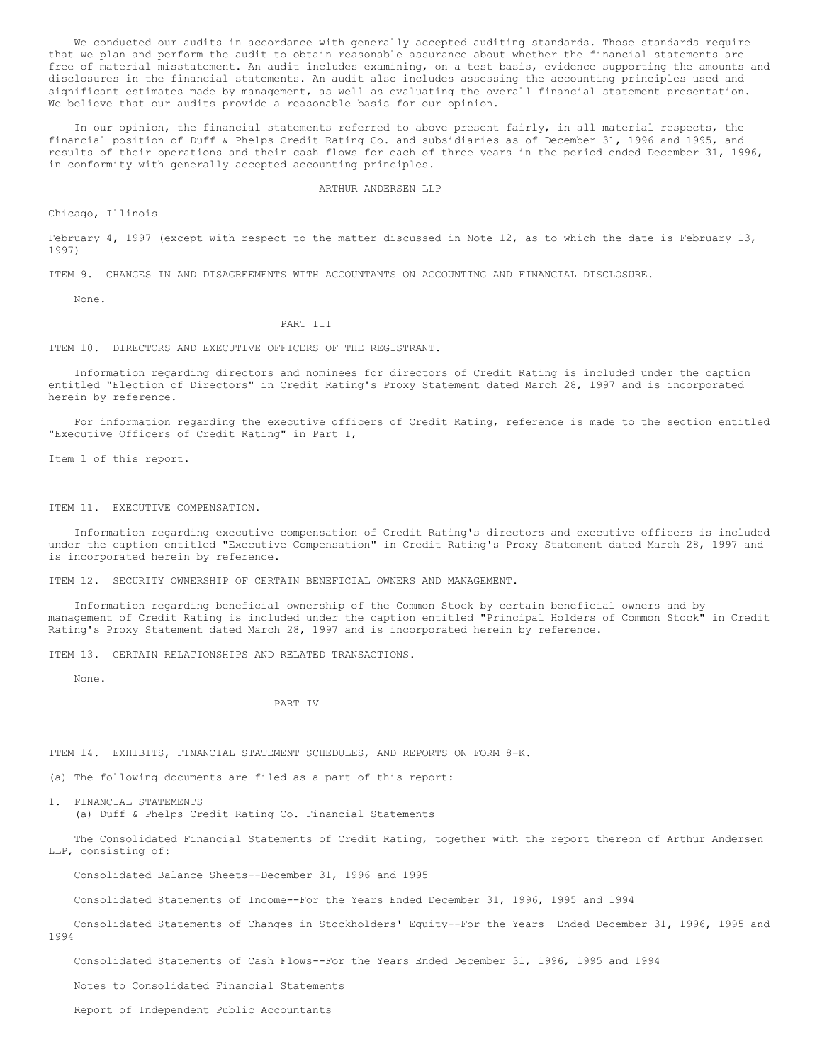We conducted our audits in accordance with generally accepted auditing standards. Those standards require that we plan and perform the audit to obtain reasonable assurance about whether the financial statements are free of material misstatement. An audit includes examining, on a test basis, evidence supporting the amounts and disclosures in the financial statements. An audit also includes assessing the accounting principles used and significant estimates made by management, as well as evaluating the overall financial statement presentation. We believe that our audits provide a reasonable basis for our opinion.

In our opinion, the financial statements referred to above present fairly, in all material respects, the financial position of Duff & Phelps Credit Rating Co. and subsidiaries as of December 31, 1996 and 1995, and results of their operations and their cash flows for each of three years in the period ended December 31, 1996, in conformity with generally accepted accounting principles.

ARTHUR ANDERSEN LLP

Chicago, Illinois

February 4, 1997 (except with respect to the matter discussed in Note 12, as to which the date is February 13, 1997)

ITEM 9. CHANGES IN AND DISAGREEMENTS WITH ACCOUNTANTS ON ACCOUNTING AND FINANCIAL DISCLOSURE.

None.

## PART III

ITEM 10. DIRECTORS AND EXECUTIVE OFFICERS OF THE REGISTRANT.

Information regarding directors and nominees for directors of Credit Rating is included under the caption entitled "Election of Directors" in Credit Rating's Proxy Statement dated March 28, 1997 and is incorporated herein by reference.

For information regarding the executive officers of Credit Rating, reference is made to the section entitled "Executive Officers of Credit Rating" in Part I,

Item 1 of this report.

ITEM 11. EXECUTIVE COMPENSATION.

Information regarding executive compensation of Credit Rating's directors and executive officers is included under the caption entitled "Executive Compensation" in Credit Rating's Proxy Statement dated March 28, 1997 and is incorporated herein by reference.

ITEM 12. SECURITY OWNERSHIP OF CERTAIN BENEFICIAL OWNERS AND MANAGEMENT.

Information regarding beneficial ownership of the Common Stock by certain beneficial owners and by management of Credit Rating is included under the caption entitled "Principal Holders of Common Stock" in Credit Rating's Proxy Statement dated March 28, 1997 and is incorporated herein by reference.

ITEM 13. CERTAIN RELATIONSHIPS AND RELATED TRANSACTIONS.

None.

## PART IV

ITEM 14. EXHIBITS, FINANCIAL STATEMENT SCHEDULES, AND REPORTS ON FORM 8-K.

(a) The following documents are filed as a part of this report:

1. FINANCIAL STATEMENTS
   (a) Duff & Phelps Credit Rating Co. Financial Statements

The Consolidated Financial Statements of Credit Rating, together with the report thereon of Arthur Andersen LLP, consisting of:

Consolidated Balance Sheets--December 31, 1996 and 1995

Consolidated Statements of Income--For the Years Ended December 31, 1996, 1995 and 1994

Consolidated Statements of Changes in Stockholders' Equity--For the Years Ended December 31, 1996, 1995 and 1994

Consolidated Statements of Cash Flows--For the Years Ended December 31, 1996, 1995 and 1994

Notes to Consolidated Financial Statements

Report of Independent Public Accountants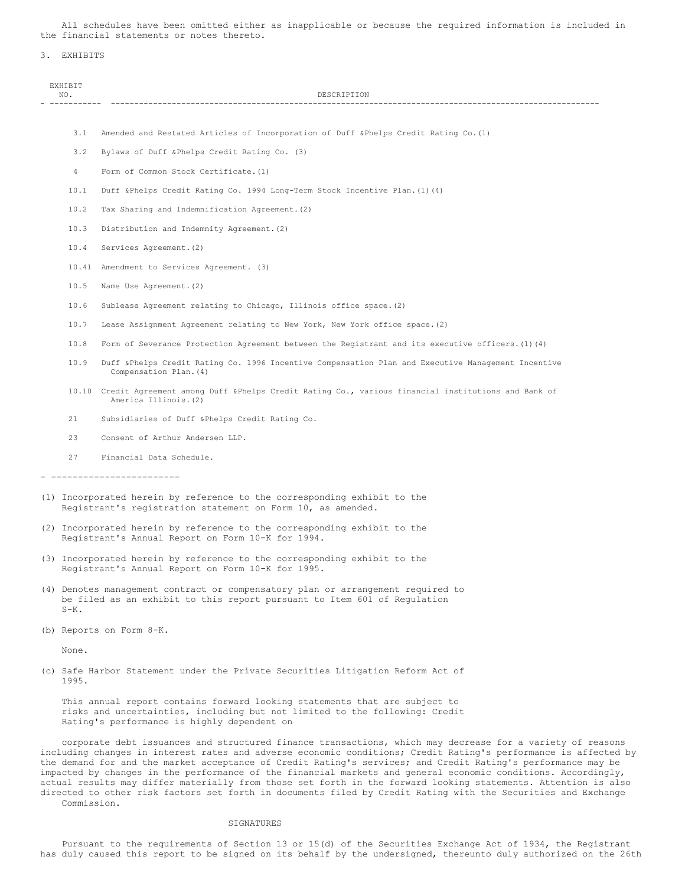All schedules have been omitted either as inapplicable or because the required information is included in the financial statements or notes thereto.

3. EXHIBITS

| EXHIBIT NO. | DESCRIPTION |
|---|---|
| 3.1 | Amended and Restated Articles of Incorporation of Duff &Phelps Credit Rating Co.(1) |
| 3.2 | Bylaws of Duff &Phelps Credit Rating Co. (3) |
| 4 | Form of Common Stock Certificate.(1) |
| 10.1 | Duff &Phelps Credit Rating Co. 1994 Long-Term Stock Incentive Plan.(1)(4) |
| 10.2 | Tax Sharing and Indemnification Agreement.(2) |
| 10.3 | Distribution and Indemnity Agreement.(2) |
| 10.4 | Services Agreement.(2) |
| 10.41 | Amendment to Services Agreement. (3) |
| 10.5 | Name Use Agreement.(2) |
| 10.6 | Sublease Agreement relating to Chicago, Illinois office space.(2) |
| 10.7 | Lease Assignment Agreement relating to New York, New York office space.(2) |
| 10.8 | Form of Severance Protection Agreement between the Registrant and its executive officers.(1)(4) |
| 10.9 | Duff &Phelps Credit Rating Co. 1996 Incentive Compensation Plan and Executive Management Incentive Compensation Plan.(4) |
| 10.10 | Credit Agreement among Duff &Phelps Credit Rating Co., various financial institutions and Bank of America Illinois.(2) |
| 21 | Subsidiaries of Duff &Phelps Credit Rating Co. |
| 23 | Consent of Arthur Andersen LLP. |
| 27 | Financial Data Schedule. |

- ------------------------

(1) Incorporated herein by reference to the corresponding exhibit to the Registrant's registration statement on Form 10, as amended.

(2) Incorporated herein by reference to the corresponding exhibit to the Registrant's Annual Report on Form 10-K for 1994.

(3) Incorporated herein by reference to the corresponding exhibit to the Registrant's Annual Report on Form 10-K for 1995.

(4) Denotes management contract or compensatory plan or arrangement required to be filed as an exhibit to this report pursuant to Item 601 of Regulation S-K.

(b) Reports on Form 8-K.

None.

(c) Safe Harbor Statement under the Private Securities Litigation Reform Act of 1995.

This annual report contains forward looking statements that are subject to risks and uncertainties, including but not limited to the following: Credit Rating's performance is highly dependent on corporate debt issuances and structured finance transactions, which may decrease for a variety of reasons including changes in interest rates and adverse economic conditions; Credit Rating's performance is affected by the demand for and the market acceptance of Credit Rating's services; and Credit Rating's performance may be impacted by changes in the performance of the financial markets and general economic conditions. Accordingly, actual results may differ materially from those set forth in the forward looking statements. Attention is also directed to other risk factors set forth in documents filed by Credit Rating with the Securities and Exchange Commission.

## SIGNATURES

Pursuant to the requirements of Section 13 or 15(d) of the Securities Exchange Act of 1934, the Registrant has duly caused this report to be signed on its behalf by the undersigned, thereunto duly authorized on the 26th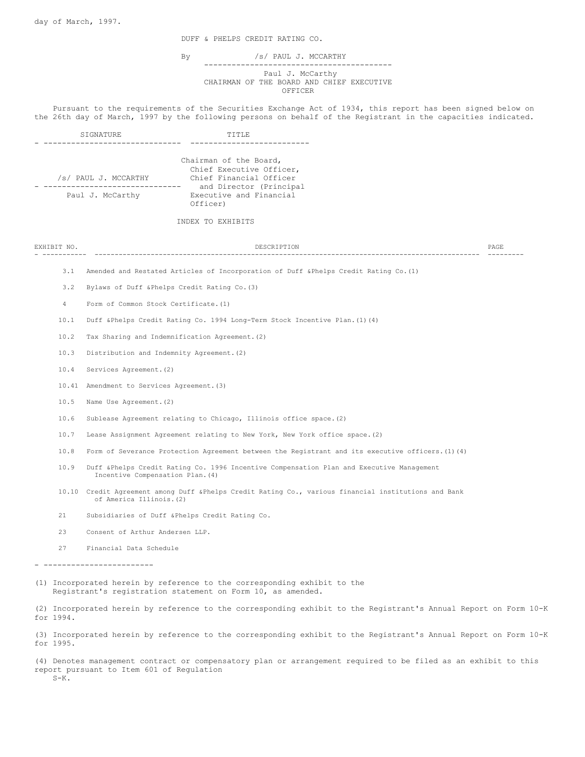day of March, 1997.

DUFF & PHELPS CREDIT RATING CO.

By /s/ PAUL J. MCCARTHY

Paul J. McCarthy
CHAIRMAN OF THE BOARD AND CHIEF EXECUTIVE OFFICER

Pursuant to the requirements of the Securities Exchange Act of 1934, this report has been signed below on the 26th day of March, 1997 by the following persons on behalf of the Registrant in the capacities indicated.

| SIGNATURE | TITLE |
|---|---|
| /s/ PAUL J. MCCARTHY<br>Paul J. McCarthy | Chairman of the Board, Chief Executive Officer, Chief Financial Officer and Director (Principal Executive and Financial Officer) |

INDEX TO EXHIBITS

| EXHIBIT NO. | DESCRIPTION | PAGE |
|---|---|---|
| 3.1 | Amended and Restated Articles of Incorporation of Duff &Phelps Credit Rating Co.(1) | |
| 3.2 | Bylaws of Duff &Phelps Credit Rating Co.(3) | |
| 4 | Form of Common Stock Certificate.(1) | |
| 10.1 | Duff &Phelps Credit Rating Co. 1994 Long-Term Stock Incentive Plan.(1)(4) | |
| 10.2 | Tax Sharing and Indemnification Agreement.(2) | |
| 10.3 | Distribution and Indemnity Agreement.(2) | |
| 10.4 | Services Agreement.(2) | |
| 10.41 | Amendment to Services Agreement.(3) | |
| 10.5 | Name Use Agreement.(2) | |
| 10.6 | Sublease Agreement relating to Chicago, Illinois office space.(2) | |
| 10.7 | Lease Assignment Agreement relating to New York, New York office space.(2) | |
| 10.8 | Form of Severance Protection Agreement between the Registrant and its executive officers.(1)(4) | |
| 10.9 | Duff &Phelps Credit Rating Co. 1996 Incentive Compensation Plan and Executive Management Incentive Compensation Plan.(4) | |
| 10.10 | Credit Agreement among Duff &Phelps Credit Rating Co., various financial institutions and Bank of America Illinois.(2) | |
| 21 | Subsidiaries of Duff &Phelps Credit Rating Co. | |
| 23 | Consent of Arthur Andersen LLP. | |
| 27 | Financial Data Schedule | |

(1) Incorporated herein by reference to the corresponding exhibit to the Registrant's registration statement on Form 10, as amended.

(2) Incorporated herein by reference to the corresponding exhibit to the Registrant's Annual Report on Form 10-K for 1994.

(3) Incorporated herein by reference to the corresponding exhibit to the Registrant's Annual Report on Form 10-K for 1995.

(4) Denotes management contract or compensatory plan or arrangement required to be filed as an exhibit to this report pursuant to Item 601 of Regulation S-K.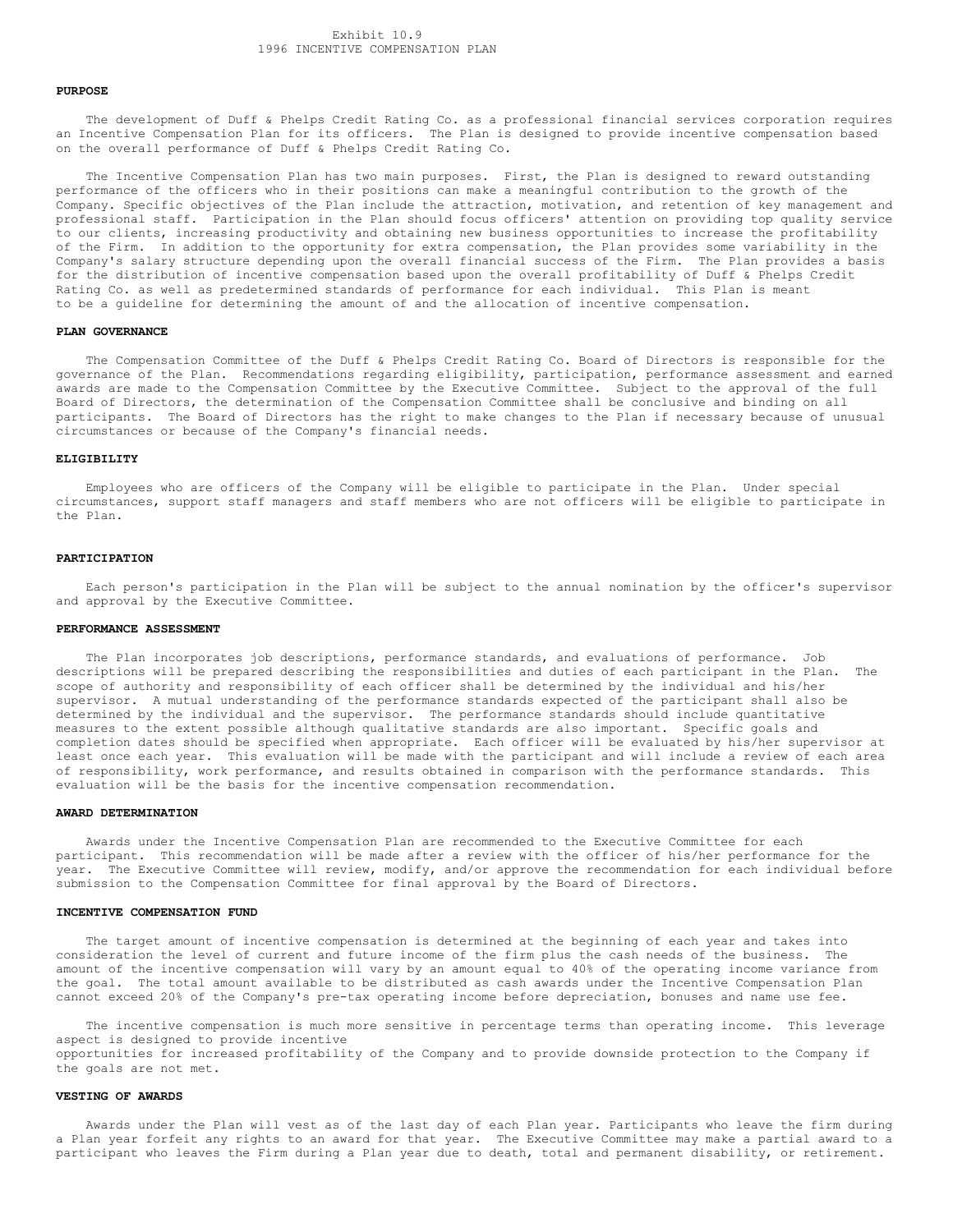Exhibit 10.9

# 1996 INCENTIVE COMPENSATION PLAN

**PURPOSE**

The development of Duff & Phelps Credit Rating Co. as a professional financial services corporation requires an Incentive Compensation Plan for its officers. The Plan is designed to provide incentive compensation based on the overall performance of Duff & Phelps Credit Rating Co.

The Incentive Compensation Plan has two main purposes. First, the Plan is designed to reward outstanding performance of the officers who in their positions can make a meaningful contribution to the growth of the Company. Specific objectives of the Plan include the attraction, motivation, and retention of key management and professional staff. Participation in the Plan should focus officers' attention on providing top quality service to our clients, increasing productivity and obtaining new business opportunities to increase the profitability of the Firm. In addition to the opportunity for extra compensation, the Plan provides some variability in the Company's salary structure depending upon the overall financial success of the Firm. The Plan provides a basis for the distribution of incentive compensation based upon the overall profitability of Duff & Phelps Credit Rating Co. as well as predetermined standards of performance for each individual. This Plan is meant to be a guideline for determining the amount of and the allocation of incentive compensation.

**PLAN GOVERNANCE**

The Compensation Committee of the Duff & Phelps Credit Rating Co. Board of Directors is responsible for the governance of the Plan. Recommendations regarding eligibility, participation, performance assessment and earned awards are made to the Compensation Committee by the Executive Committee. Subject to the approval of the full Board of Directors, the determination of the Compensation Committee shall be conclusive and binding on all participants. The Board of Directors has the right to make changes to the Plan if necessary because of unusual circumstances or because of the Company's financial needs.

**ELIGIBILITY**

Employees who are officers of the Company will be eligible to participate in the Plan. Under special circumstances, support staff managers and staff members who are not officers will be eligible to participate in the Plan.

**PARTICIPATION**

Each person's participation in the Plan will be subject to the annual nomination by the officer's supervisor and approval by the Executive Committee.

**PERFORMANCE ASSESSMENT**

The Plan incorporates job descriptions, performance standards, and evaluations of performance. Job descriptions will be prepared describing the responsibilities and duties of each participant in the Plan. The scope of authority and responsibility of each officer shall be determined by the individual and his/her supervisor. A mutual understanding of the performance standards expected of the participant shall also be determined by the individual and the supervisor. The performance standards should include quantitative measures to the extent possible although qualitative standards are also important. Specific goals and completion dates should be specified when appropriate. Each officer will be evaluated by his/her supervisor at least once each year. This evaluation will be made with the participant and will include a review of each area of responsibility, work performance, and results obtained in comparison with the performance standards. This evaluation will be the basis for the incentive compensation recommendation.

**AWARD DETERMINATION**

Awards under the Incentive Compensation Plan are recommended to the Executive Committee for each participant. This recommendation will be made after a review with the officer of his/her performance for the year. The Executive Committee will review, modify, and/or approve the recommendation for each individual before submission to the Compensation Committee for final approval by the Board of Directors.

**INCENTIVE COMPENSATION FUND**

The target amount of incentive compensation is determined at the beginning of each year and takes into consideration the level of current and future income of the firm plus the cash needs of the business. The amount of the incentive compensation will vary by an amount equal to 40% of the operating income variance from the goal. The total amount available to be distributed as cash awards under the Incentive Compensation Plan cannot exceed 20% of the Company's pre-tax operating income before depreciation, bonuses and name use fee.

The incentive compensation is much more sensitive in percentage terms than operating income. This leverage aspect is designed to provide incentive opportunities for increased profitability of the Company and to provide downside protection to the Company if the goals are not met.

**VESTING OF AWARDS**

Awards under the Plan will vest as of the last day of each Plan year. Participants who leave the firm during a Plan year forfeit any rights to an award for that year. The Executive Committee may make a partial award to a participant who leaves the Firm during a Plan year due to death, total and permanent disability, or retirement.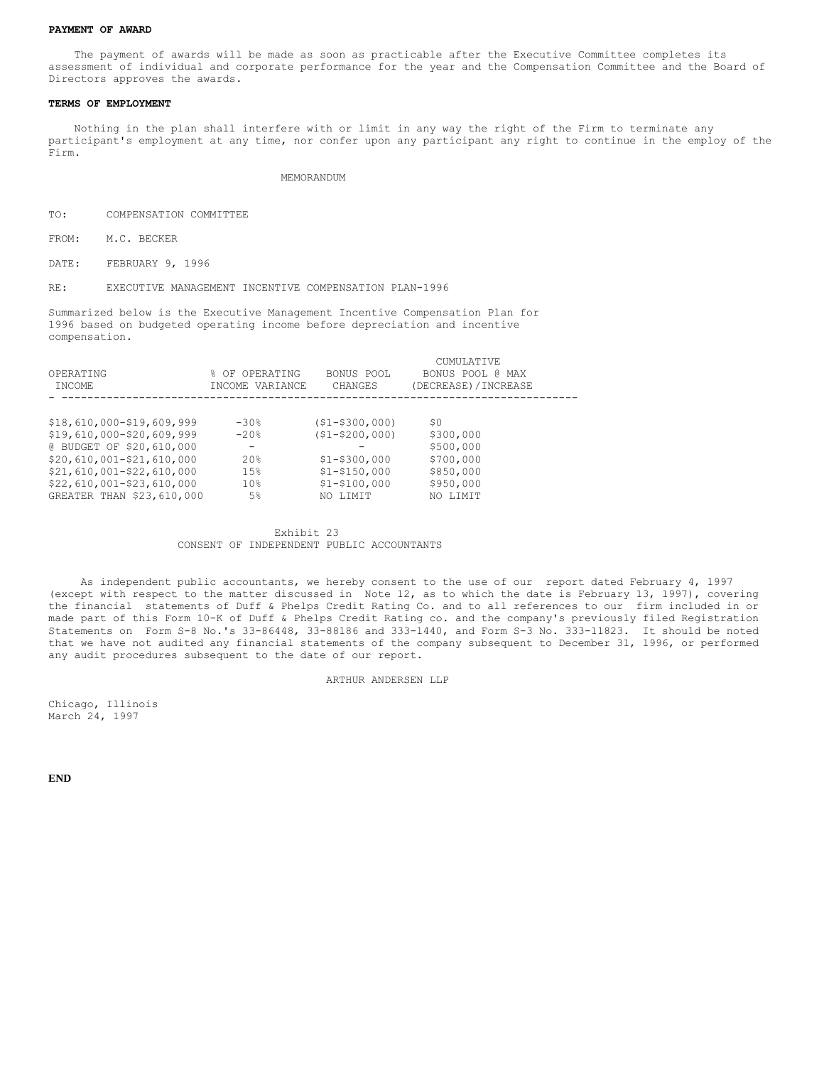**PAYMENT OF AWARD**

The payment of awards will be made as soon as practicable after the Executive Committee completes its assessment of individual and corporate performance for the year and the Compensation Committee and the Board of Directors approves the awards.

**TERMS OF EMPLOYMENT**

Nothing in the plan shall interfere with or limit in any way the right of the Firm to terminate any participant's employment at any time, nor confer upon any participant any right to continue in the employ of the Firm.

MEMORANDUM

TO: COMPENSATION COMMITTEE

FROM: M.C. BECKER

DATE: FEBRUARY 9, 1996

RE: EXECUTIVE MANAGEMENT INCENTIVE COMPENSATION PLAN-1996

Summarized below is the Executive Management Incentive Compensation Plan for 1996 based on budgeted operating income before depreciation and incentive compensation.

| OPERATING INCOME | % OF OPERATING INCOME VARIANCE | BONUS POOL CHANGES | CUMULATIVE BONUS POOL @ MAX (DECREASE)/INCREASE |
|---|---|---|---|
| $18,610,000-$19,609,999 | -30% | ($1-$300,000) | $0 |
| $19,610,000-$20,609,999 | -20% | ($1-$200,000) | $300,000 |
| @ BUDGET OF $20,610,000 | - | - | $500,000 |
| $20,610,001-$21,610,000 | 20% | $1-$300,000 | $700,000 |
| $21,610,001-$22,610,000 | 15% | $1-$150,000 | $850,000 |
| $22,610,001-$23,610,000 | 10% | $1-$100,000 | $950,000 |
| GREATER THAN $23,610,000 | 5% | NO LIMIT | NO LIMIT |

Exhibit 23
CONSENT OF INDEPENDENT PUBLIC ACCOUNTANTS

As independent public accountants, we hereby consent to the use of our report dated February 4, 1997 (except with respect to the matter discussed in Note 12, as to which the date is February 13, 1997), covering the financial statements of Duff & Phelps Credit Rating Co. and to all references to our firm included in or made part of this Form 10-K of Duff & Phelps Credit Rating co. and the company's previously filed Registration Statements on Form S-8 No.'s 33-86448, 33-88186 and 333-1440, and Form S-3 No. 333-11823. It should be noted that we have not audited any financial statements of the company subsequent to December 31, 1996, or performed any audit procedures subsequent to the date of our report.

ARTHUR ANDERSEN LLP

Chicago, Illinois
March 24, 1997

**END**